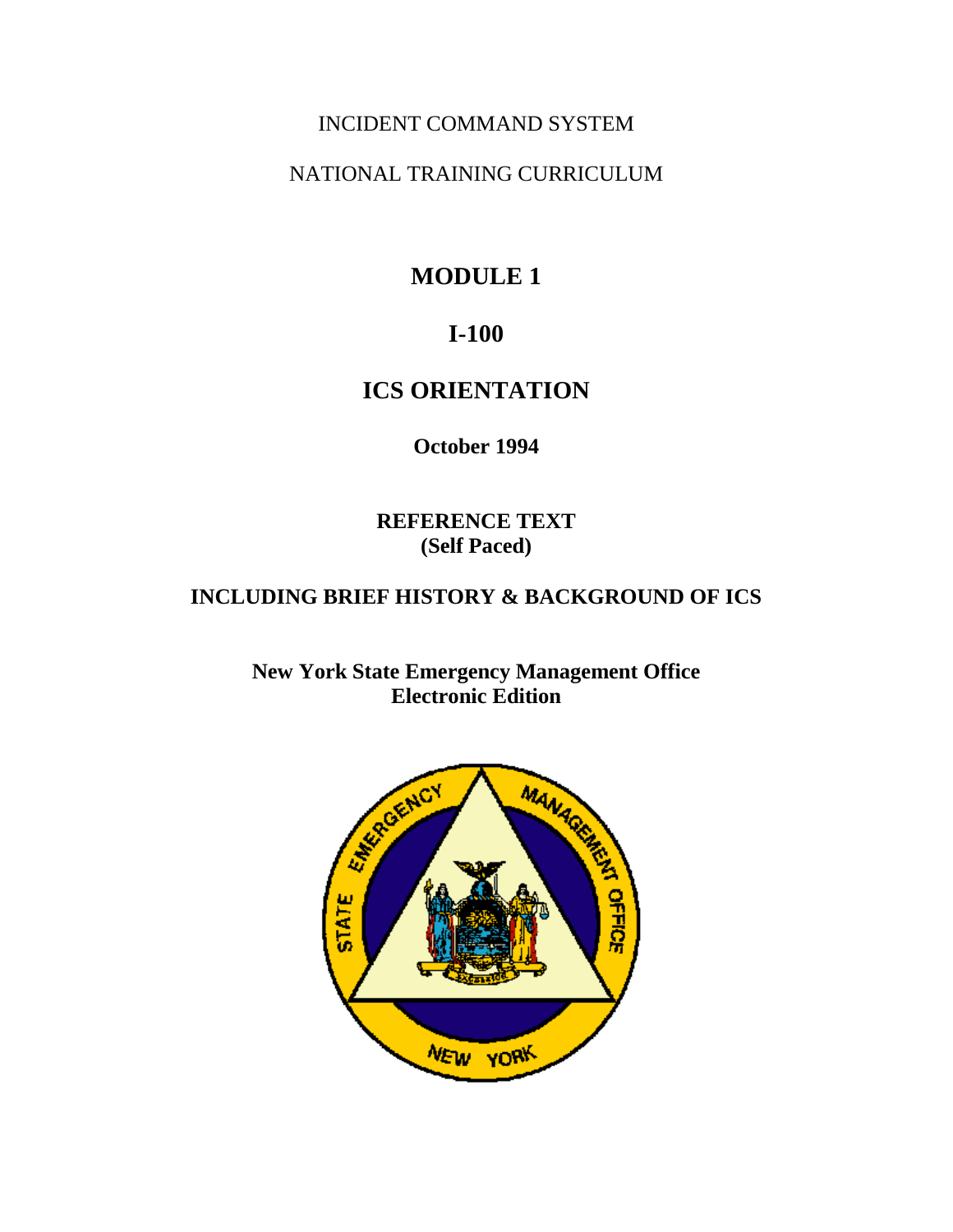INCIDENT COMMAND SYSTEM

NATIONAL TRAINING CURRICULUM

# MODULE 1

# I-100

# ICS ORIENTATION

**October 1994**

**REFERENCE TEXT**
**(Self Paced)**

**INCLUDING BRIEF HISTORY & BACKGROUND OF ICS**

**New York State Emergency Management Office**
**Electronic Edition**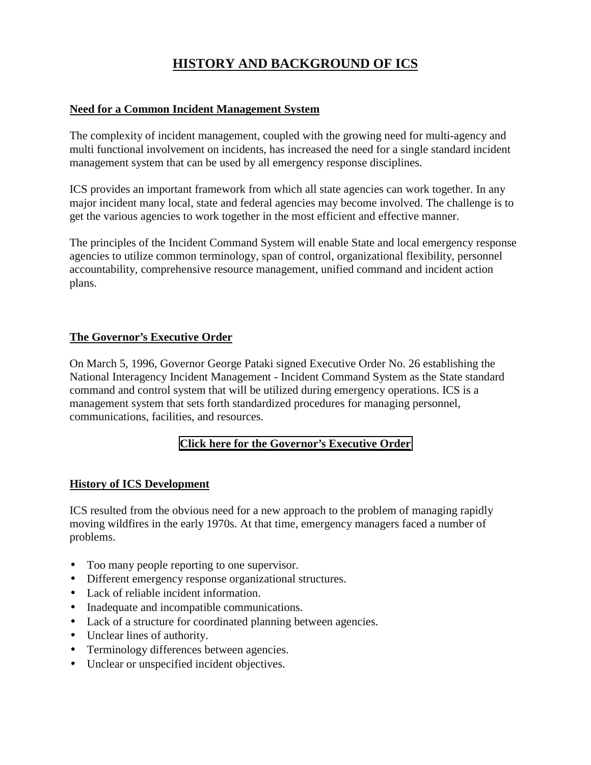# HISTORY AND BACKGROUND OF ICS

## Need for a Common Incident Management System

The complexity of incident management, coupled with the growing need for multi-agency and multi functional involvement on incidents, has increased the need for a single standard incident management system that can be used by all emergency response disciplines.

ICS provides an important framework from which all state agencies can work together. In any major incident many local, state and federal agencies may become involved. The challenge is to get the various agencies to work together in the most efficient and effective manner.

The principles of the Incident Command System will enable State and local emergency response agencies to utilize common terminology, span of control, organizational flexibility, personnel accountability, comprehensive resource management, unified command and incident action plans.

## The Governor's Executive Order

On March 5, 1996, Governor George Pataki signed Executive Order No. 26 establishing the National Interagency Incident Management - Incident Command System as the State standard command and control system that will be utilized during emergency operations. ICS is a management system that sets forth standardized procedures for managing personnel, communications, facilities, and resources.

**Click here for the Governor's Executive Order**

## History of ICS Development

ICS resulted from the obvious need for a new approach to the problem of managing rapidly moving wildfires in the early 1970s. At that time, emergency managers faced a number of problems.

- Too many people reporting to one supervisor.
- Different emergency response organizational structures.
- Lack of reliable incident information.
- Inadequate and incompatible communications.
- Lack of a structure for coordinated planning between agencies.
- Unclear lines of authority.
- Terminology differences between agencies.
- Unclear or unspecified incident objectives.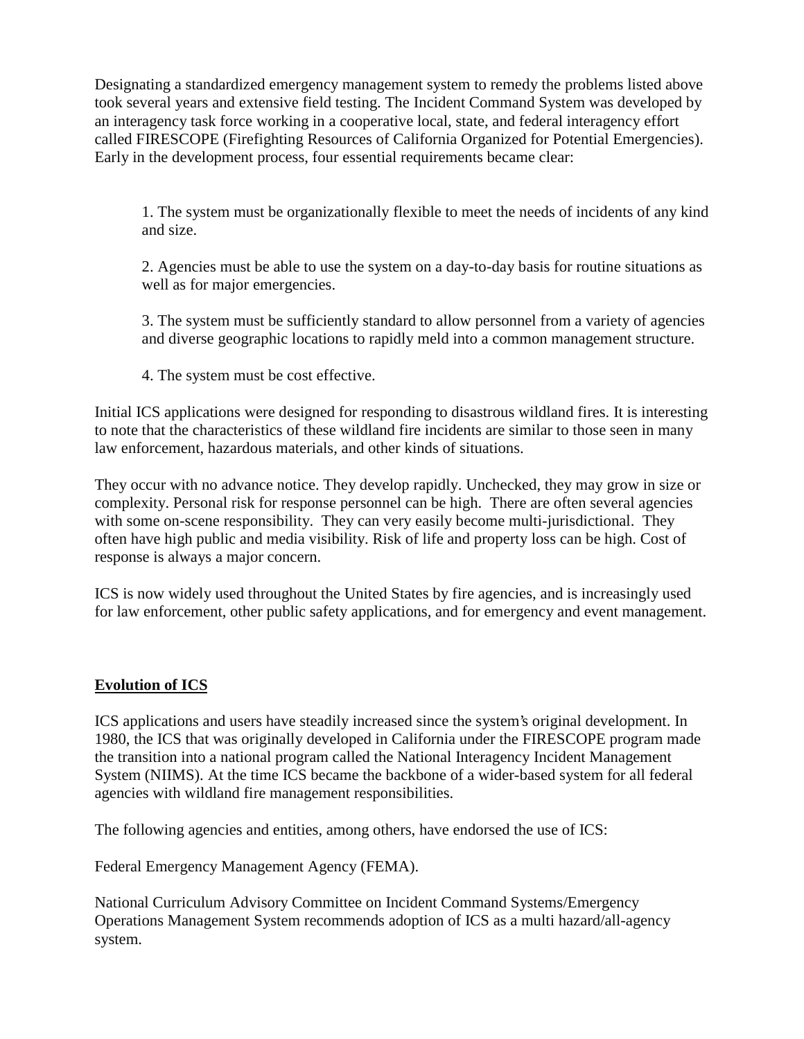Designating a standardized emergency management system to remedy the problems listed above took several years and extensive field testing. The Incident Command System was developed by an interagency task force working in a cooperative local, state, and federal interagency effort called FIRESCOPE (Firefighting Resources of California Organized for Potential Emergencies). Early in the development process, four essential requirements became clear:

1. The system must be organizationally flexible to meet the needs of incidents of any kind and size.

2. Agencies must be able to use the system on a day-to-day basis for routine situations as well as for major emergencies.

3. The system must be sufficiently standard to allow personnel from a variety of agencies and diverse geographic locations to rapidly meld into a common management structure.

4. The system must be cost effective.

Initial ICS applications were designed for responding to disastrous wildland fires. It is interesting to note that the characteristics of these wildland fire incidents are similar to those seen in many law enforcement, hazardous materials, and other kinds of situations.

They occur with no advance notice. They develop rapidly. Unchecked, they may grow in size or complexity. Personal risk for response personnel can be high. There are often several agencies with some on-scene responsibility. They can very easily become multi-jurisdictional. They often have high public and media visibility. Risk of life and property loss can be high. Cost of response is always a major concern.

ICS is now widely used throughout the United States by fire agencies, and is increasingly used for law enforcement, other public safety applications, and for emergency and event management.

## **Evolution of ICS**

ICS applications and users have steadily increased since the system's original development. In 1980, the ICS that was originally developed in California under the FIRESCOPE program made the transition into a national program called the National Interagency Incident Management System (NIIMS). At the time ICS became the backbone of a wider-based system for all federal agencies with wildland fire management responsibilities.

The following agencies and entities, among others, have endorsed the use of ICS:

Federal Emergency Management Agency (FEMA).

National Curriculum Advisory Committee on Incident Command Systems/Emergency Operations Management System recommends adoption of ICS as a multi hazard/all-agency system.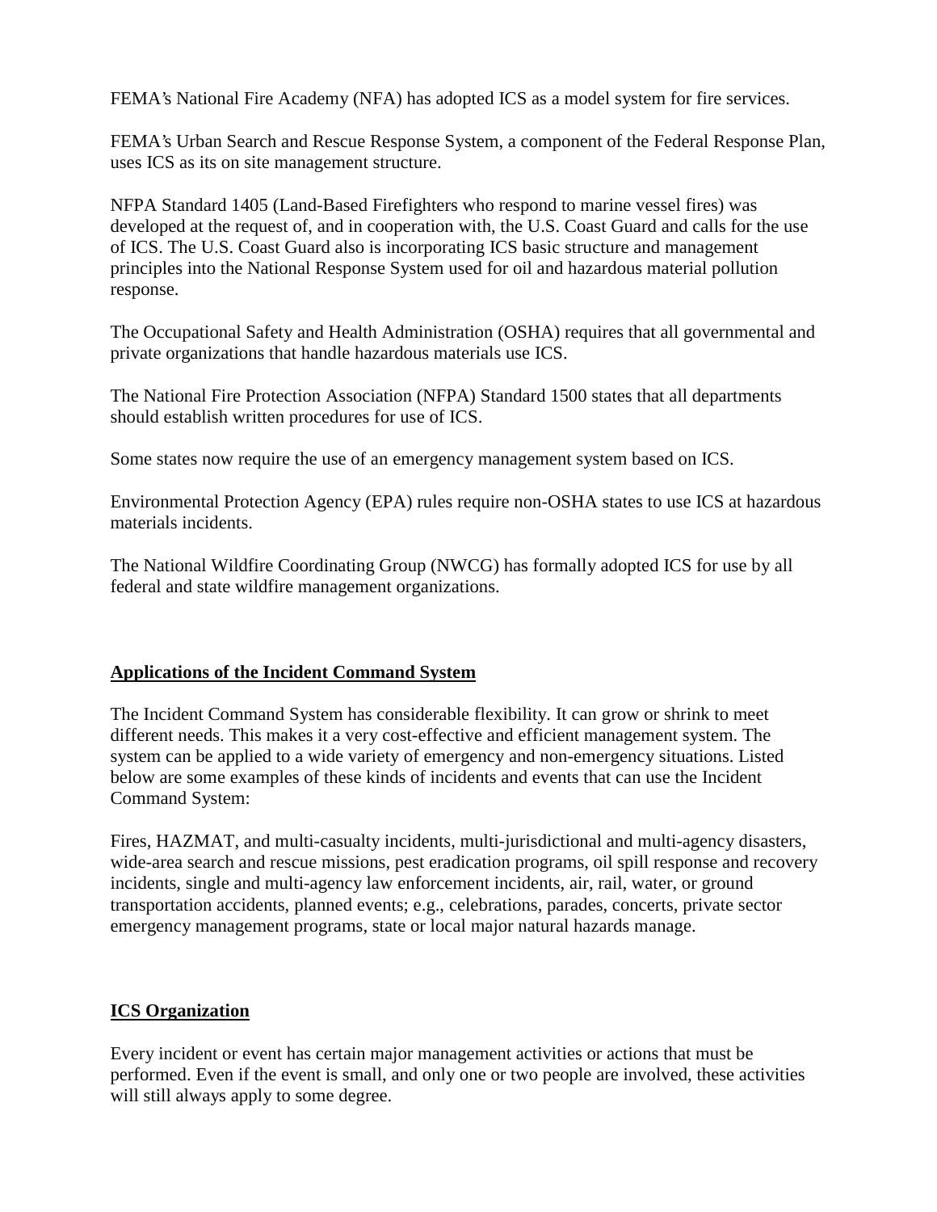FEMA's National Fire Academy (NFA) has adopted ICS as a model system for fire services.

FEMA's Urban Search and Rescue Response System, a component of the Federal Response Plan, uses ICS as its on site management structure.

NFPA Standard 1405 (Land-Based Firefighters who respond to marine vessel fires) was developed at the request of, and in cooperation with, the U.S. Coast Guard and calls for the use of ICS. The U.S. Coast Guard also is incorporating ICS basic structure and management principles into the National Response System used for oil and hazardous material pollution response.

The Occupational Safety and Health Administration (OSHA) requires that all governmental and private organizations that handle hazardous materials use ICS.

The National Fire Protection Association (NFPA) Standard 1500 states that all departments should establish written procedures for use of ICS.

Some states now require the use of an emergency management system based on ICS.

Environmental Protection Agency (EPA) rules require non-OSHA states to use ICS at hazardous materials incidents.

The National Wildfire Coordinating Group (NWCG) has formally adopted ICS for use by all federal and state wildfire management organizations.

## Applications of the Incident Command System

The Incident Command System has considerable flexibility. It can grow or shrink to meet different needs. This makes it a very cost-effective and efficient management system. The system can be applied to a wide variety of emergency and non-emergency situations. Listed below are some examples of these kinds of incidents and events that can use the Incident Command System:

Fires, HAZMAT, and multi-casualty incidents, multi-jurisdictional and multi-agency disasters, wide-area search and rescue missions, pest eradication programs, oil spill response and recovery incidents, single and multi-agency law enforcement incidents, air, rail, water, or ground transportation accidents, planned events; e.g., celebrations, parades, concerts, private sector emergency management programs, state or local major natural hazards manage.

## ICS Organization

Every incident or event has certain major management activities or actions that must be performed. Even if the event is small, and only one or two people are involved, these activities will still always apply to some degree.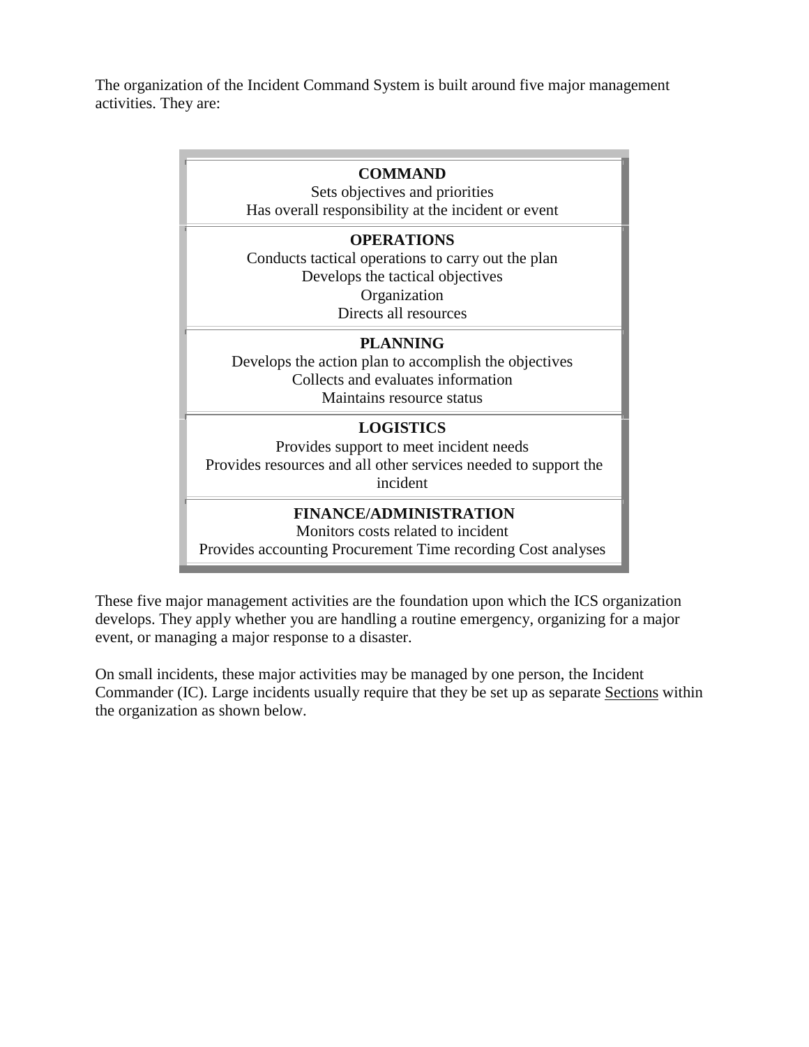The organization of the Incident Command System is built around five major management activities. They are:

| **COMMAND**<br>Sets objectives and priorities<br>Has overall responsibility at the incident or event |
|---|
| **OPERATIONS**<br>Conducts tactical operations to carry out the plan<br>Develops the tactical objectives<br>Organization<br>Directs all resources |
| **PLANNING**<br>Develops the action plan to accomplish the objectives<br>Collects and evaluates information<br>Maintains resource status |
| **LOGISTICS**<br>Provides support to meet incident needs<br>Provides resources and all other services needed to support the incident |
| **FINANCE/ADMINISTRATION**<br>Monitors costs related to incident<br>Provides accounting Procurement Time recording Cost analyses |

These five major management activities are the foundation upon which the ICS organization develops. They apply whether you are handling a routine emergency, organizing for a major event, or managing a major response to a disaster.

On small incidents, these major activities may be managed by one person, the Incident Commander (IC). Large incidents usually require that they be set up as separate Sections within the organization as shown below.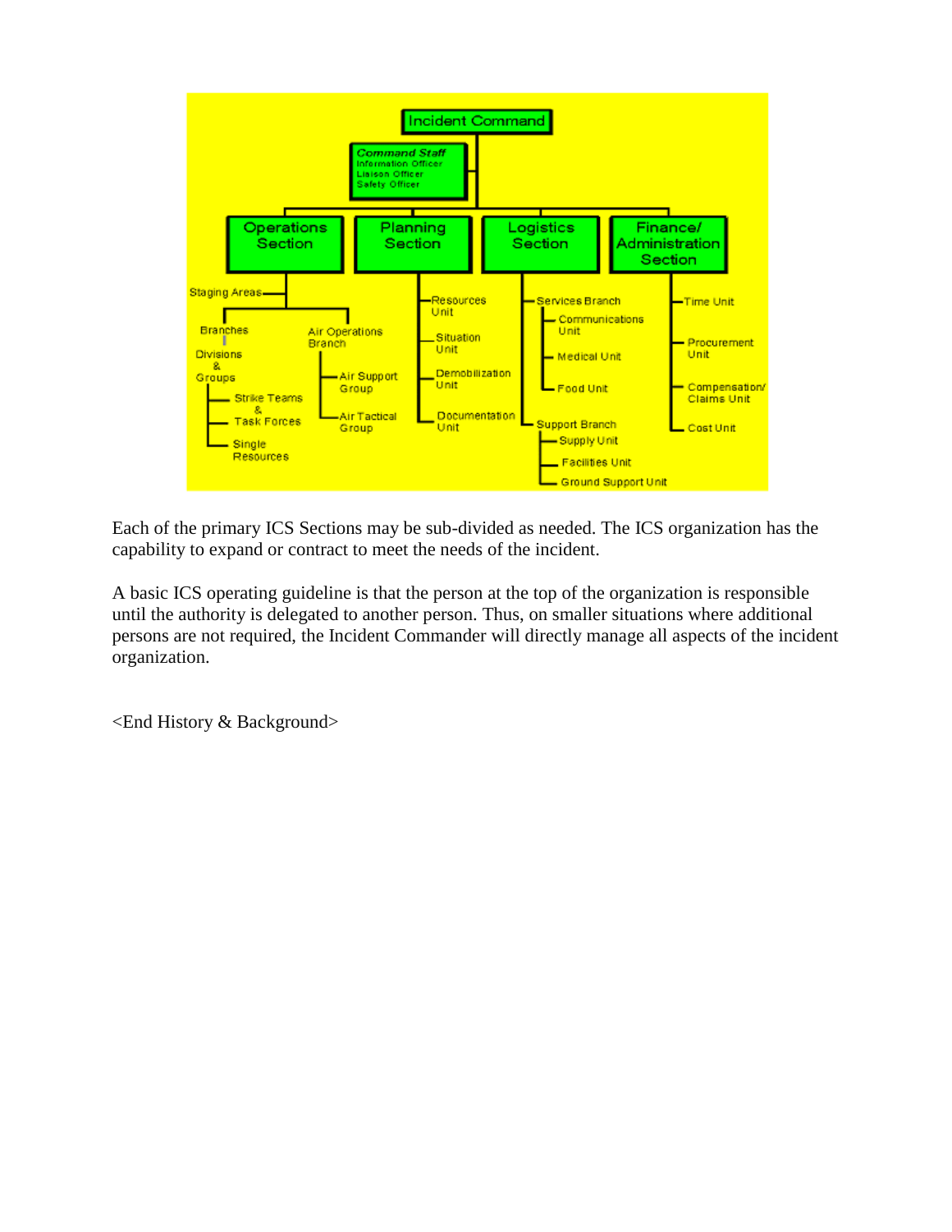- Incident Command
  - Command Staff
    - Information Officer
    - Liaison Officer
    - Safety Officer
  - Operations Section
    - Staging Areas
    - Branches
      - Divisions & Groups
        - Strike Teams & Task Forces
        - Single Resources
    - Air Operations Branch
      - Air Support Group
      - Air Tactical Group
  - Planning Section
    - Resources Unit
    - Situation Unit
    - Demobilization Unit
    - Documentation Unit
  - Logistics Section
    - Services Branch
      - Communications Unit
      - Medical Unit
      - Food Unit
    - Support Branch
      - Supply Unit
      - Facilities Unit
      - Ground Support Unit
  - Finance/ Administration Section
    - Time Unit
    - Procurement Unit
    - Compensation/ Claims Unit
    - Cost Unit

Each of the primary ICS Sections may be sub-divided as needed. The ICS organization has the capability to expand or contract to meet the needs of the incident.

A basic ICS operating guideline is that the person at the top of the organization is responsible until the authority is delegated to another person. Thus, on smaller situations where additional persons are not required, the Incident Commander will directly manage all aspects of the incident organization.

<End History & Background>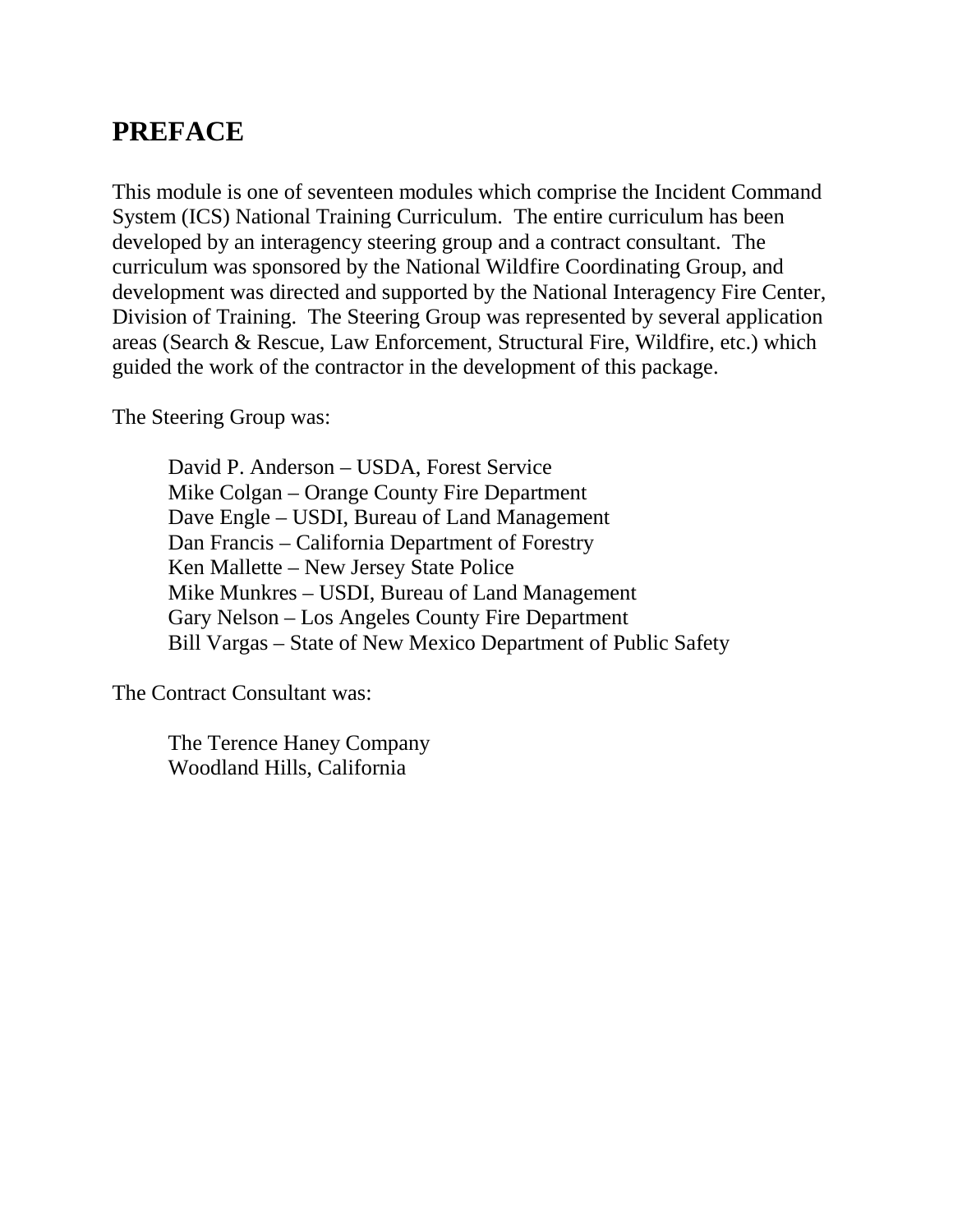# PREFACE

This module is one of seventeen modules which comprise the Incident Command System (ICS) National Training Curriculum. The entire curriculum has been developed by an interagency steering group and a contract consultant. The curriculum was sponsored by the National Wildfire Coordinating Group, and development was directed and supported by the National Interagency Fire Center, Division of Training. The Steering Group was represented by several application areas (Search & Rescue, Law Enforcement, Structural Fire, Wildfire, etc.) which guided the work of the contractor in the development of this package.

The Steering Group was:

David P. Anderson – USDA, Forest Service
Mike Colgan – Orange County Fire Department
Dave Engle – USDI, Bureau of Land Management
Dan Francis – California Department of Forestry
Ken Mallette – New Jersey State Police
Mike Munkres – USDI, Bureau of Land Management
Gary Nelson – Los Angeles County Fire Department
Bill Vargas – State of New Mexico Department of Public Safety

The Contract Consultant was:

The Terence Haney Company
Woodland Hills, California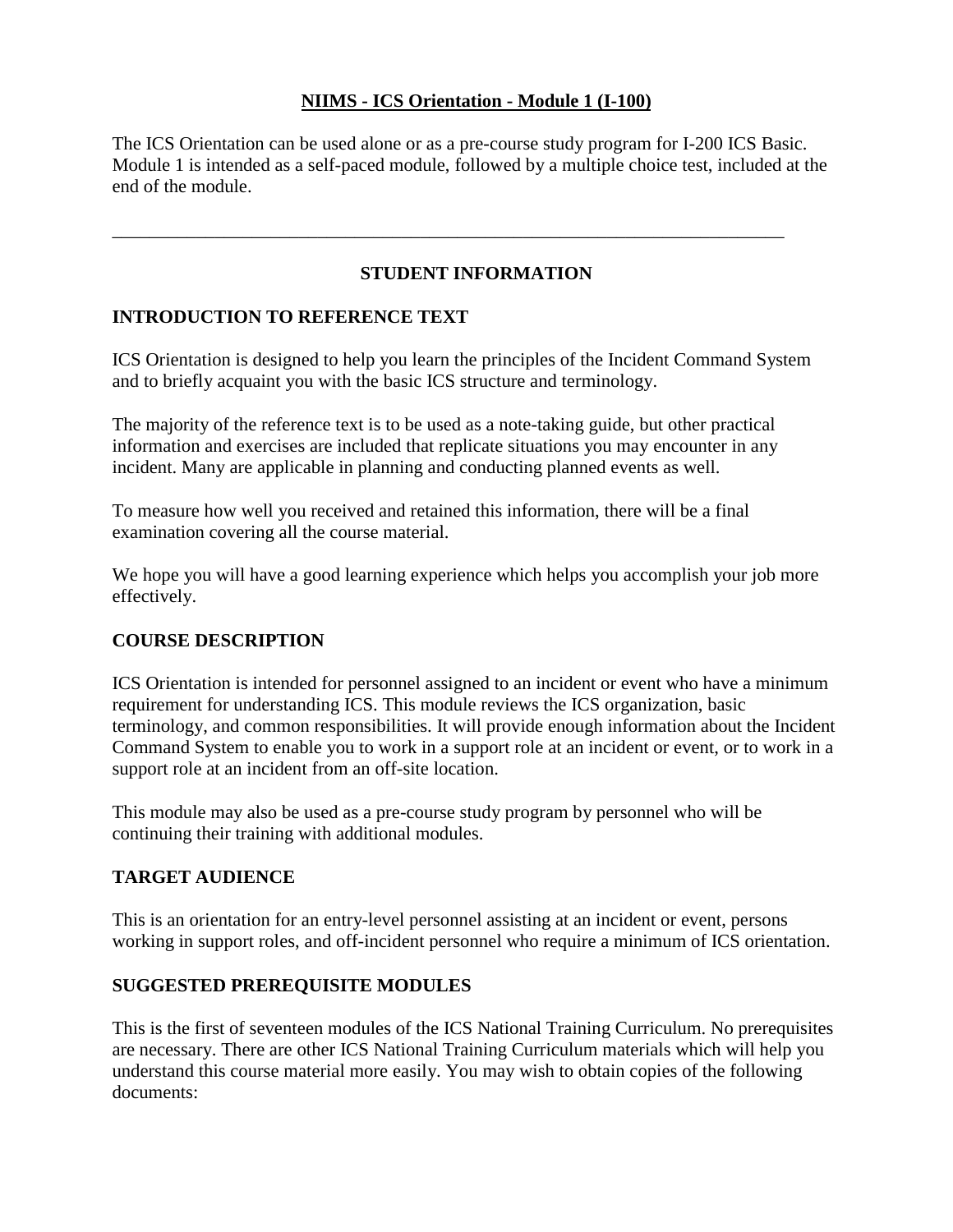# NIIMS - ICS Orientation - Module 1 (I-100)

The ICS Orientation can be used alone or as a pre-course study program for I-200 ICS Basic. Module 1 is intended as a self-paced module, followed by a multiple choice test, included at the end of the module.

---

## STUDENT INFORMATION

### INTRODUCTION TO REFERENCE TEXT

ICS Orientation is designed to help you learn the principles of the Incident Command System and to briefly acquaint you with the basic ICS structure and terminology.

The majority of the reference text is to be used as a note-taking guide, but other practical information and exercises are included that replicate situations you may encounter in any incident. Many are applicable in planning and conducting planned events as well.

To measure how well you received and retained this information, there will be a final examination covering all the course material.

We hope you will have a good learning experience which helps you accomplish your job more effectively.

### COURSE DESCRIPTION

ICS Orientation is intended for personnel assigned to an incident or event who have a minimum requirement for understanding ICS. This module reviews the ICS organization, basic terminology, and common responsibilities. It will provide enough information about the Incident Command System to enable you to work in a support role at an incident or event, or to work in a support role at an incident from an off-site location.

This module may also be used as a pre-course study program by personnel who will be continuing their training with additional modules.

### TARGET AUDIENCE

This is an orientation for an entry-level personnel assisting at an incident or event, persons working in support roles, and off-incident personnel who require a minimum of ICS orientation.

### SUGGESTED PREREQUISITE MODULES

This is the first of seventeen modules of the ICS National Training Curriculum. No prerequisites are necessary. There are other ICS National Training Curriculum materials which will help you understand this course material more easily. You may wish to obtain copies of the following documents: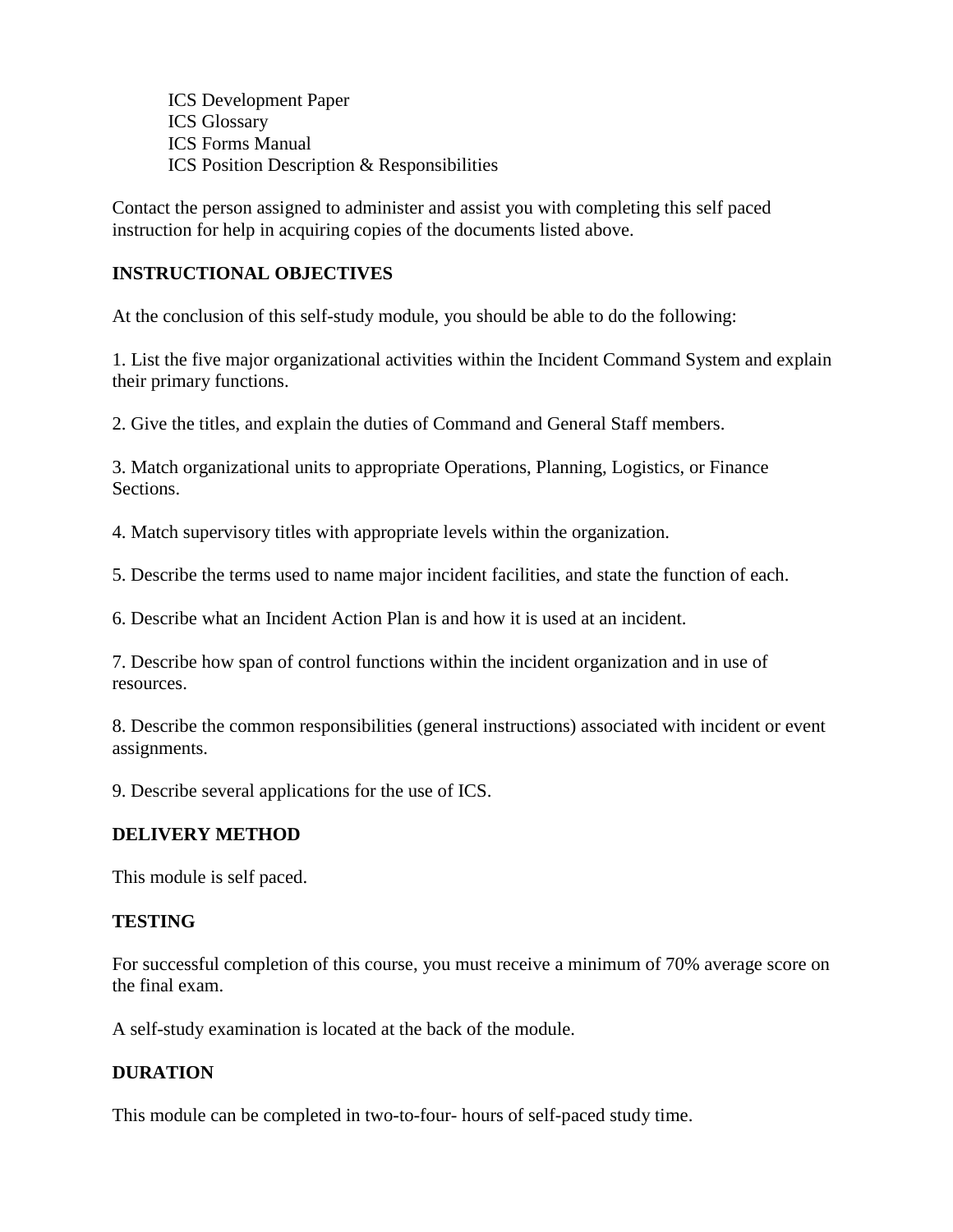ICS Development Paper
ICS Glossary
ICS Forms Manual
ICS Position Description & Responsibilities

Contact the person assigned to administer and assist you with completing this self paced instruction for help in acquiring copies of the documents listed above.

**INSTRUCTIONAL OBJECTIVES**

At the conclusion of this self-study module, you should be able to do the following:

1. List the five major organizational activities within the Incident Command System and explain their primary functions.

2. Give the titles, and explain the duties of Command and General Staff members.

3. Match organizational units to appropriate Operations, Planning, Logistics, or Finance Sections.

4. Match supervisory titles with appropriate levels within the organization.

5. Describe the terms used to name major incident facilities, and state the function of each.

6. Describe what an Incident Action Plan is and how it is used at an incident.

7. Describe how span of control functions within the incident organization and in use of resources.

8. Describe the common responsibilities (general instructions) associated with incident or event assignments.

9. Describe several applications for the use of ICS.

**DELIVERY METHOD**

This module is self paced.

**TESTING**

For successful completion of this course, you must receive a minimum of 70% average score on the final exam.

A self-study examination is located at the back of the module.

**DURATION**

This module can be completed in two-to-four- hours of self-paced study time.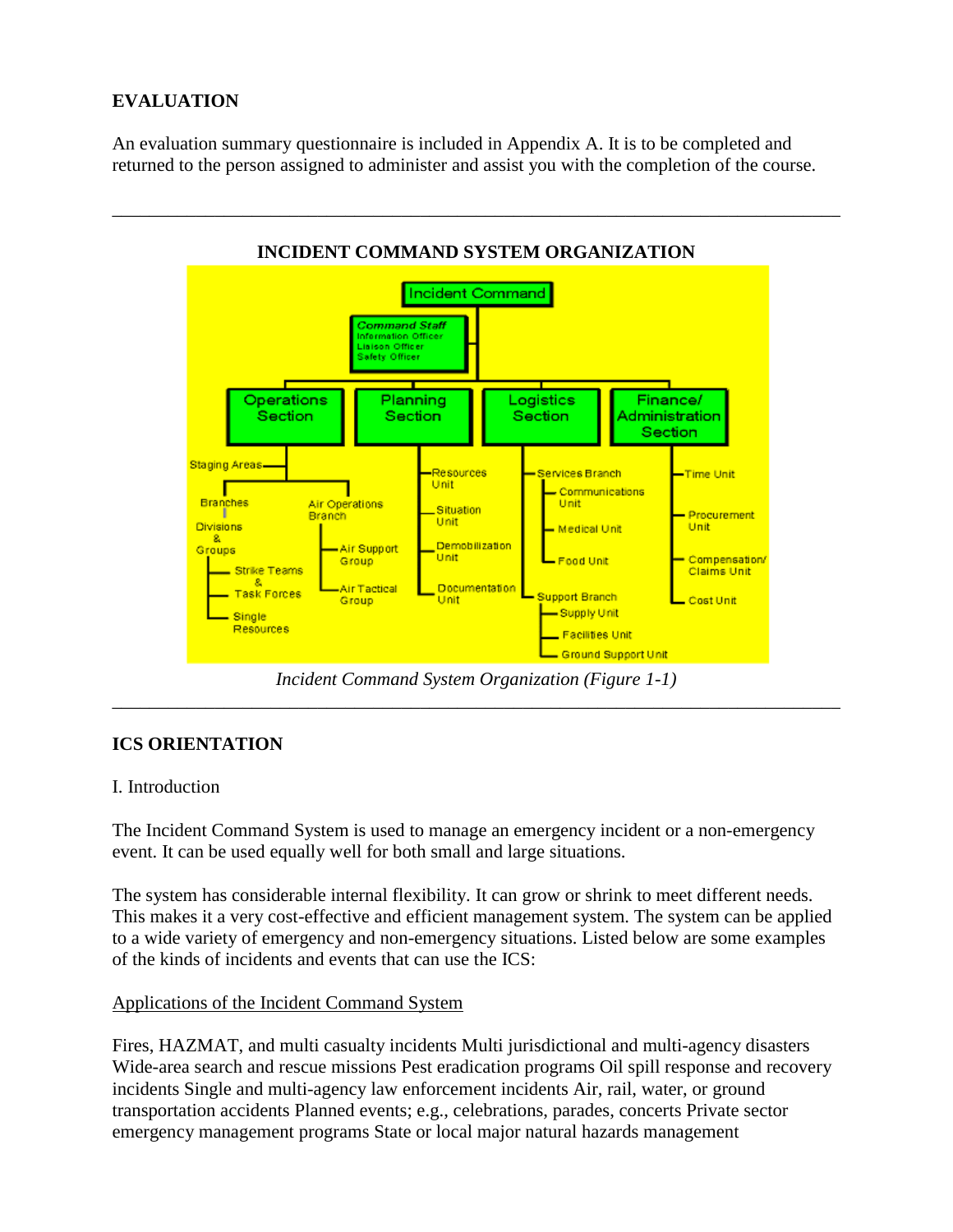## EVALUATION

An evaluation summary questionnaire is included in Appendix A. It is to be completed and returned to the person assigned to administer and assist you with the completion of the course.

---

**INCIDENT COMMAND SYSTEM ORGANIZATION**

- Incident Command
  - Command Staff
    - Information Officer
    - Liaison Officer
    - Safety Officer
  - Operations Section
    - Staging Areas
    - Branches
      - Divisions & Groups
        - Strike Teams & Task Forces
        - Single Resources
    - Air Operations Branch
      - Air Support Group
      - Air Tactical Group
  - Planning Section
    - Resources Unit
    - Situation Unit
    - Demobilization Unit
    - Documentation Unit
  - Logistics Section
    - Services Branch
      - Communications Unit
      - Medical Unit
      - Food Unit
    - Support Branch
      - Supply Unit
      - Facilities Unit
      - Ground Support Unit
  - Finance/ Administration Section
    - Time Unit
    - Procurement Unit
    - Compensation/ Claims Unit
    - Cost Unit

*Incident Command System Organization (Figure 1-1)*

---

## ICS ORIENTATION

I. Introduction

The Incident Command System is used to manage an emergency incident or a non-emergency event. It can be used equally well for both small and large situations.

The system has considerable internal flexibility. It can grow or shrink to meet different needs. This makes it a very cost-effective and efficient management system. The system can be applied to a wide variety of emergency and non-emergency situations. Listed below are some examples of the kinds of incidents and events that can use the ICS:

<u>Applications of the Incident Command System</u>

Fires, HAZMAT, and multi casualty incidents Multi jurisdictional and multi-agency disasters Wide-area search and rescue missions Pest eradication programs Oil spill response and recovery incidents Single and multi-agency law enforcement incidents Air, rail, water, or ground transportation accidents Planned events; e.g., celebrations, parades, concerts Private sector emergency management programs State or local major natural hazards management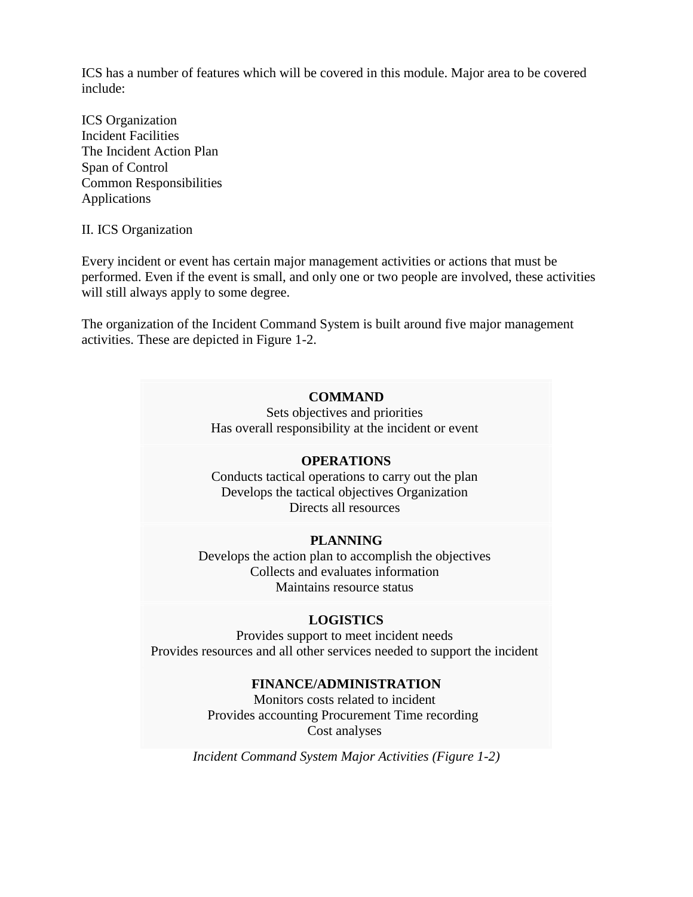ICS has a number of features which will be covered in this module. Major area to be covered include:

ICS Organization
Incident Facilities
The Incident Action Plan
Span of Control
Common Responsibilities
Applications

## II. ICS Organization

Every incident or event has certain major management activities or actions that must be performed. Even if the event is small, and only one or two people are involved, these activities will still always apply to some degree.

The organization of the Incident Command System is built around five major management activities. These are depicted in Figure 1-2.

**COMMAND**
Sets objectives and priorities
Has overall responsibility at the incident or event

**OPERATIONS**
Conducts tactical operations to carry out the plan
Develops the tactical objectives Organization
Directs all resources

**PLANNING**
Develops the action plan to accomplish the objectives
Collects and evaluates information
Maintains resource status

**LOGISTICS**
Provides support to meet incident needs
Provides resources and all other services needed to support the incident

**FINANCE/ADMINISTRATION**
Monitors costs related to incident
Provides accounting Procurement Time recording
Cost analyses

*Incident Command System Major Activities (Figure 1-2)*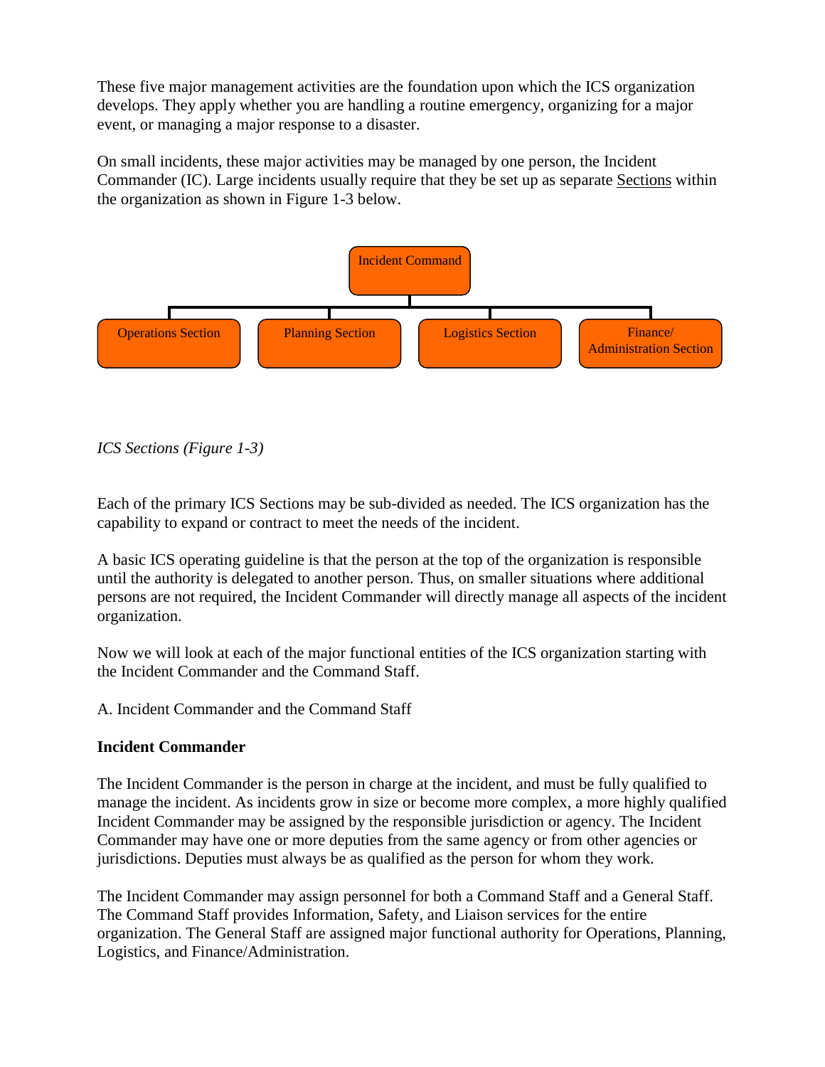These five major management activities are the foundation upon which the ICS organization develops. They apply whether you are handling a routine emergency, organizing for a major event, or managing a major response to a disaster.

On small incidents, these major activities may be managed by one person, the Incident Commander (IC). Large incidents usually require that they be set up as separate Sections within the organization as shown in Figure 1-3 below.

Incident Command

Operations Section

Planning Section

Logistics Section

Finance/
Administration Section

*ICS Sections (Figure 1-3)*

Each of the primary ICS Sections may be sub-divided as needed. The ICS organization has the capability to expand or contract to meet the needs of the incident.

A basic ICS operating guideline is that the person at the top of the organization is responsible until the authority is delegated to another person. Thus, on smaller situations where additional persons are not required, the Incident Commander will directly manage all aspects of the incident organization.

Now we will look at each of the major functional entities of the ICS organization starting with the Incident Commander and the Command Staff.

A. Incident Commander and the Command Staff

**Incident Commander**

The Incident Commander is the person in charge at the incident, and must be fully qualified to manage the incident. As incidents grow in size or become more complex, a more highly qualified Incident Commander may be assigned by the responsible jurisdiction or agency. The Incident Commander may have one or more deputies from the same agency or from other agencies or jurisdictions. Deputies must always be as qualified as the person for whom they work.

The Incident Commander may assign personnel for both a Command Staff and a General Staff. The Command Staff provides Information, Safety, and Liaison services for the entire organization. The General Staff are assigned major functional authority for Operations, Planning, Logistics, and Finance/Administration.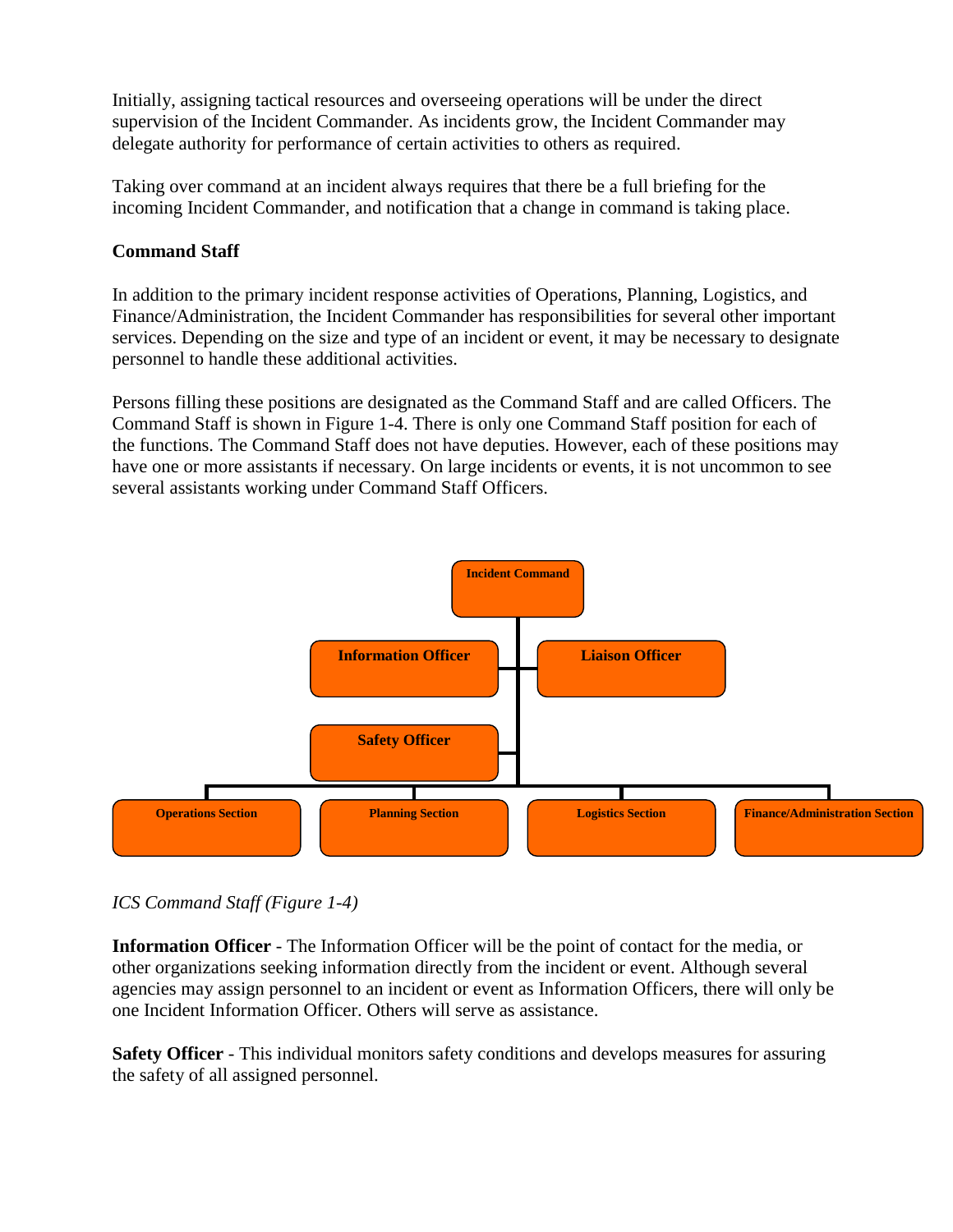Initially, assigning tactical resources and overseeing operations will be under the direct supervision of the Incident Commander. As incidents grow, the Incident Commander may delegate authority for performance of certain activities to others as required.

Taking over command at an incident always requires that there be a full briefing for the incoming Incident Commander, and notification that a change in command is taking place.

**Command Staff**

In addition to the primary incident response activities of Operations, Planning, Logistics, and Finance/Administration, the Incident Commander has responsibilities for several other important services. Depending on the size and type of an incident or event, it may be necessary to designate personnel to handle these additional activities.

Persons filling these positions are designated as the Command Staff and are called Officers. The Command Staff is shown in Figure 1-4. There is only one Command Staff position for each of the functions. The Command Staff does not have deputies. However, each of these positions may have one or more assistants if necessary. On large incidents or events, it is not uncommon to see several assistants working under Command Staff Officers.

- Incident Command
  - Information Officer
  - Liaison Officer
  - Safety Officer
  - Operations Section
  - Planning Section
  - Logistics Section
  - Finance/Administration Section

*ICS Command Staff (Figure 1-4)*

**Information Officer** - The Information Officer will be the point of contact for the media, or other organizations seeking information directly from the incident or event. Although several agencies may assign personnel to an incident or event as Information Officers, there will only be one Incident Information Officer. Others will serve as assistance.

**Safety Officer** - This individual monitors safety conditions and develops measures for assuring the safety of all assigned personnel.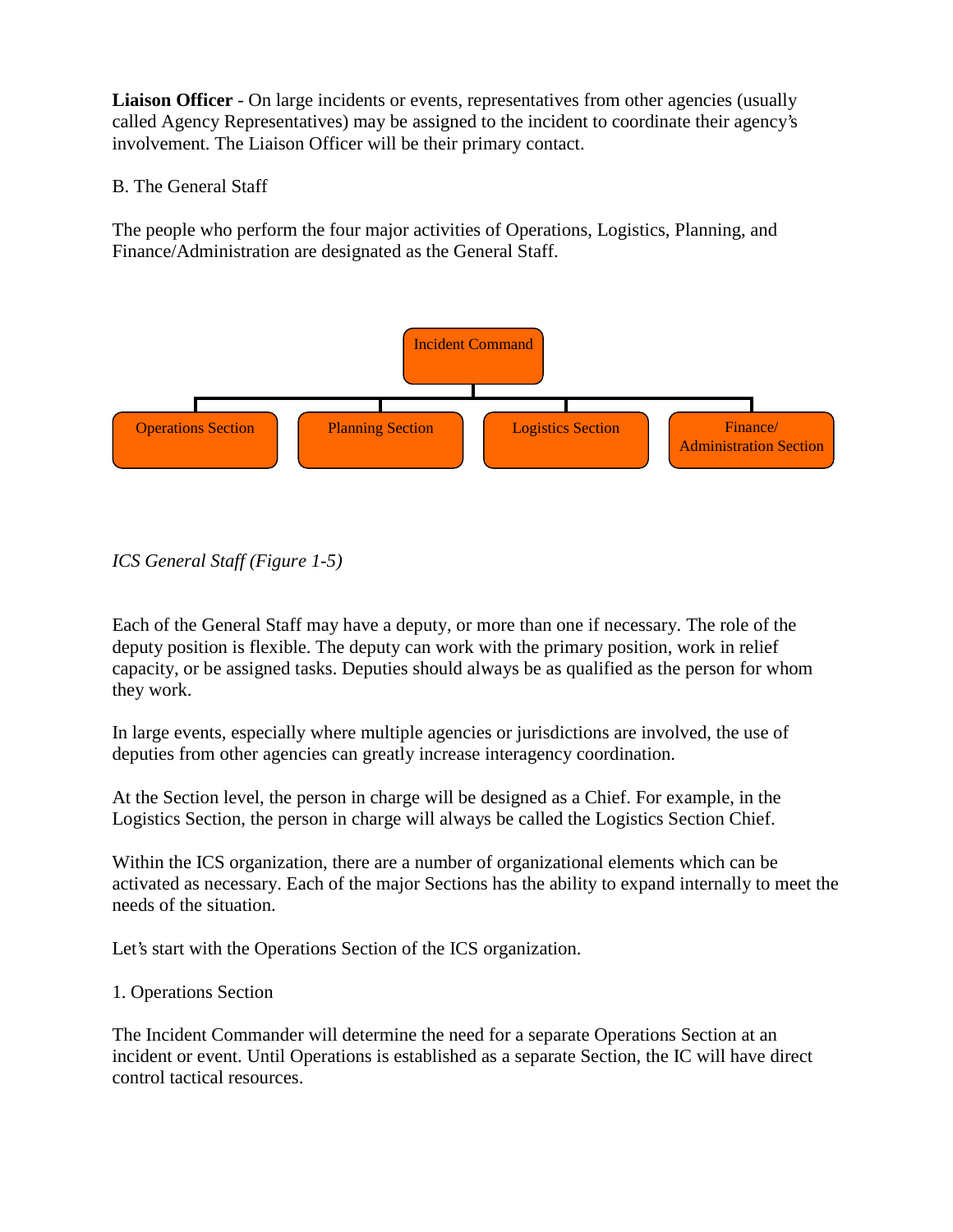**Liaison Officer** - On large incidents or events, representatives from other agencies (usually called Agency Representatives) may be assigned to the incident to coordinate their agency's involvement. The Liaison Officer will be their primary contact.

B. The General Staff

The people who perform the four major activities of Operations, Logistics, Planning, and Finance/Administration are designated as the General Staff.

Incident Command

Operations Section | Planning Section | Logistics Section | Finance/ Administration Section

*ICS General Staff (Figure 1-5)*

Each of the General Staff may have a deputy, or more than one if necessary. The role of the deputy position is flexible. The deputy can work with the primary position, work in relief capacity, or be assigned tasks. Deputies should always be as qualified as the person for whom they work.

In large events, especially where multiple agencies or jurisdictions are involved, the use of deputies from other agencies can greatly increase interagency coordination.

At the Section level, the person in charge will be designed as a Chief. For example, in the Logistics Section, the person in charge will always be called the Logistics Section Chief.

Within the ICS organization, there are a number of organizational elements which can be activated as necessary. Each of the major Sections has the ability to expand internally to meet the needs of the situation.

Let's start with the Operations Section of the ICS organization.

1. Operations Section

The Incident Commander will determine the need for a separate Operations Section at an incident or event. Until Operations is established as a separate Section, the IC will have direct control tactical resources.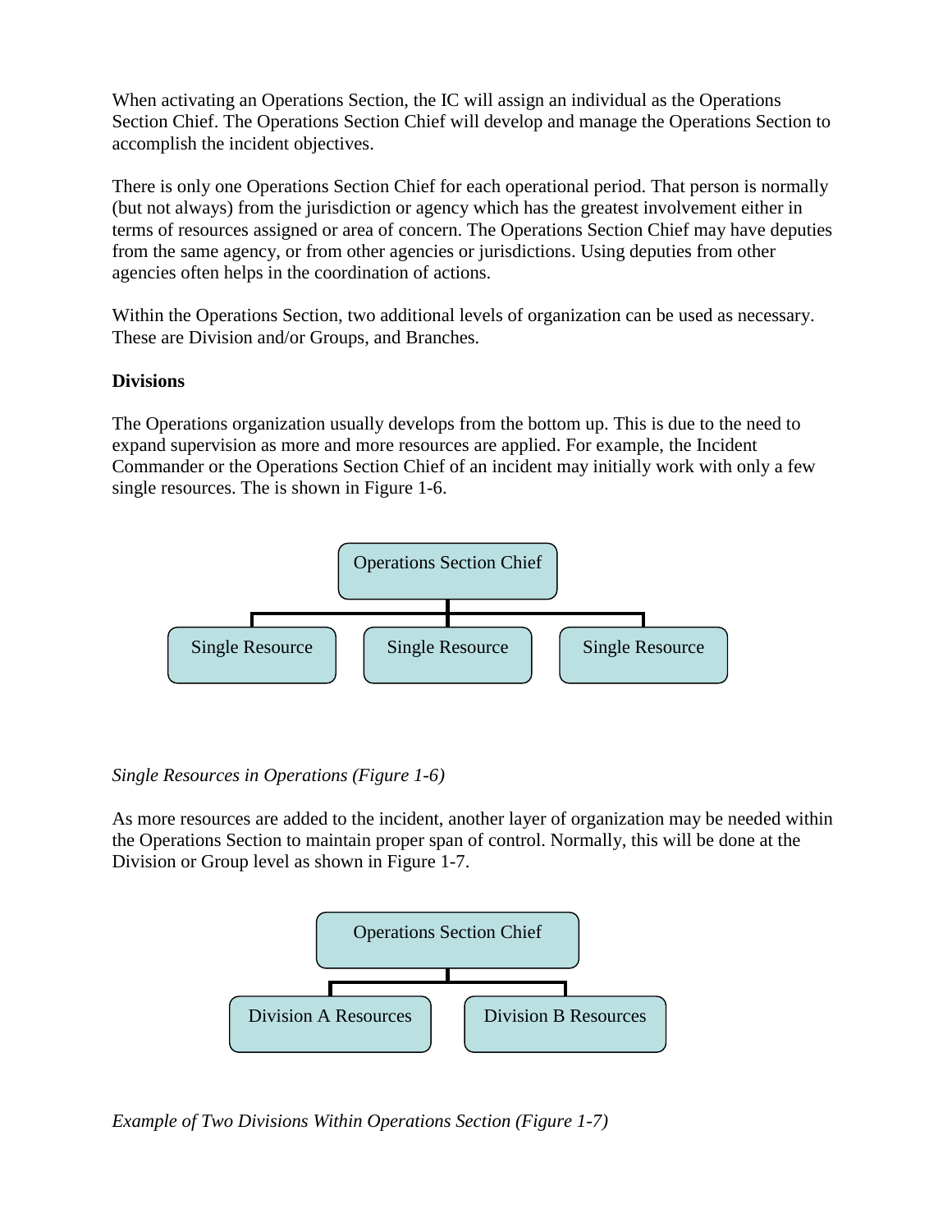When activating an Operations Section, the IC will assign an individual as the Operations Section Chief. The Operations Section Chief will develop and manage the Operations Section to accomplish the incident objectives.

There is only one Operations Section Chief for each operational period. That person is normally (but not always) from the jurisdiction or agency which has the greatest involvement either in terms of resources assigned or area of concern. The Operations Section Chief may have deputies from the same agency, or from other agencies or jurisdictions. Using deputies from other agencies often helps in the coordination of actions.

Within the Operations Section, two additional levels of organization can be used as necessary. These are Division and/or Groups, and Branches.

**Divisions**

The Operations organization usually develops from the bottom up. This is due to the need to expand supervision as more and more resources are applied. For example, the Incident Commander or the Operations Section Chief of an incident may initially work with only a few single resources. The is shown in Figure 1-6.

Operations Section Chief

Single Resource | Single Resource | Single Resource

*Single Resources in Operations (Figure 1-6)*

As more resources are added to the incident, another layer of organization may be needed within the Operations Section to maintain proper span of control. Normally, this will be done at the Division or Group level as shown in Figure 1-7.

Operations Section Chief

Division A Resources | Division B Resources

*Example of Two Divisions Within Operations Section (Figure 1-7)*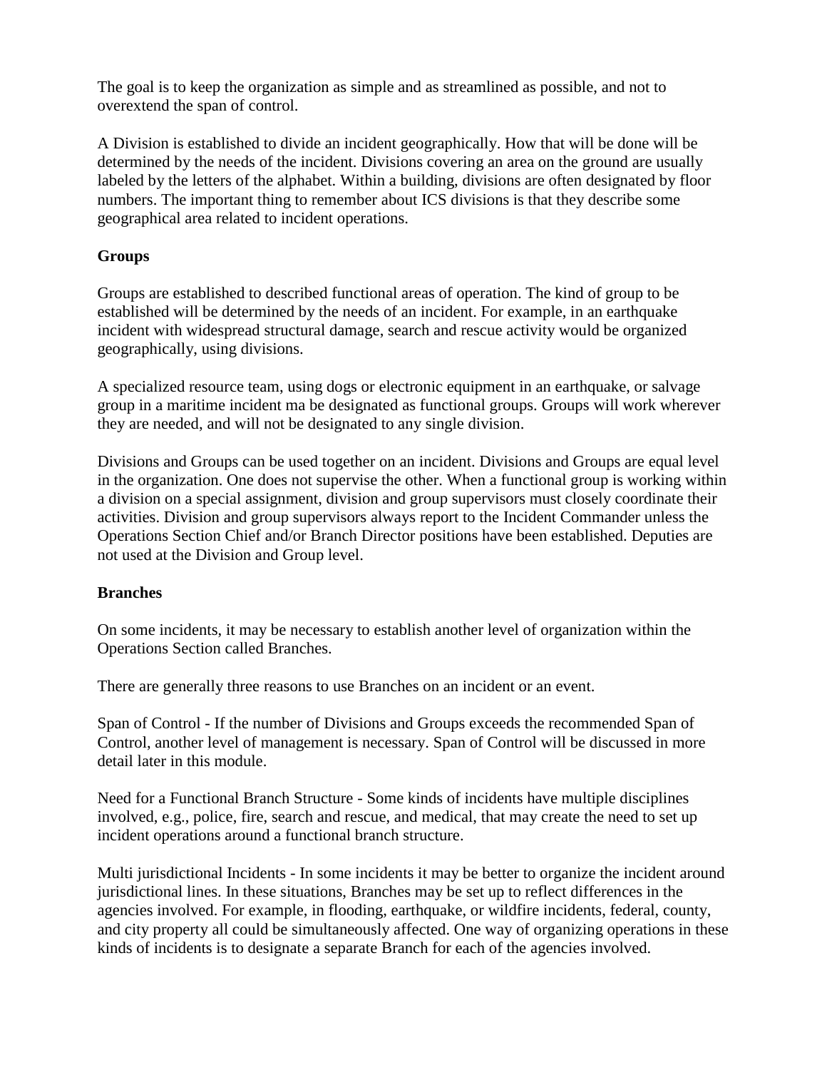The goal is to keep the organization as simple and as streamlined as possible, and not to overextend the span of control.

A Division is established to divide an incident geographically. How that will be done will be determined by the needs of the incident. Divisions covering an area on the ground are usually labeled by the letters of the alphabet. Within a building, divisions are often designated by floor numbers. The important thing to remember about ICS divisions is that they describe some geographical area related to incident operations.

**Groups**

Groups are established to described functional areas of operation. The kind of group to be established will be determined by the needs of an incident. For example, in an earthquake incident with widespread structural damage, search and rescue activity would be organized geographically, using divisions.

A specialized resource team, using dogs or electronic equipment in an earthquake, or salvage group in a maritime incident ma be designated as functional groups. Groups will work wherever they are needed, and will not be designated to any single division.

Divisions and Groups can be used together on an incident. Divisions and Groups are equal level in the organization. One does not supervise the other. When a functional group is working within a division on a special assignment, division and group supervisors must closely coordinate their activities. Division and group supervisors always report to the Incident Commander unless the Operations Section Chief and/or Branch Director positions have been established. Deputies are not used at the Division and Group level.

**Branches**

On some incidents, it may be necessary to establish another level of organization within the Operations Section called Branches.

There are generally three reasons to use Branches on an incident or an event.

Span of Control - If the number of Divisions and Groups exceeds the recommended Span of Control, another level of management is necessary. Span of Control will be discussed in more detail later in this module.

Need for a Functional Branch Structure - Some kinds of incidents have multiple disciplines involved, e.g., police, fire, search and rescue, and medical, that may create the need to set up incident operations around a functional branch structure.

Multi jurisdictional Incidents - In some incidents it may be better to organize the incident around jurisdictional lines. In these situations, Branches may be set up to reflect differences in the agencies involved. For example, in flooding, earthquake, or wildfire incidents, federal, county, and city property all could be simultaneously affected. One way of organizing operations in these kinds of incidents is to designate a separate Branch for each of the agencies involved.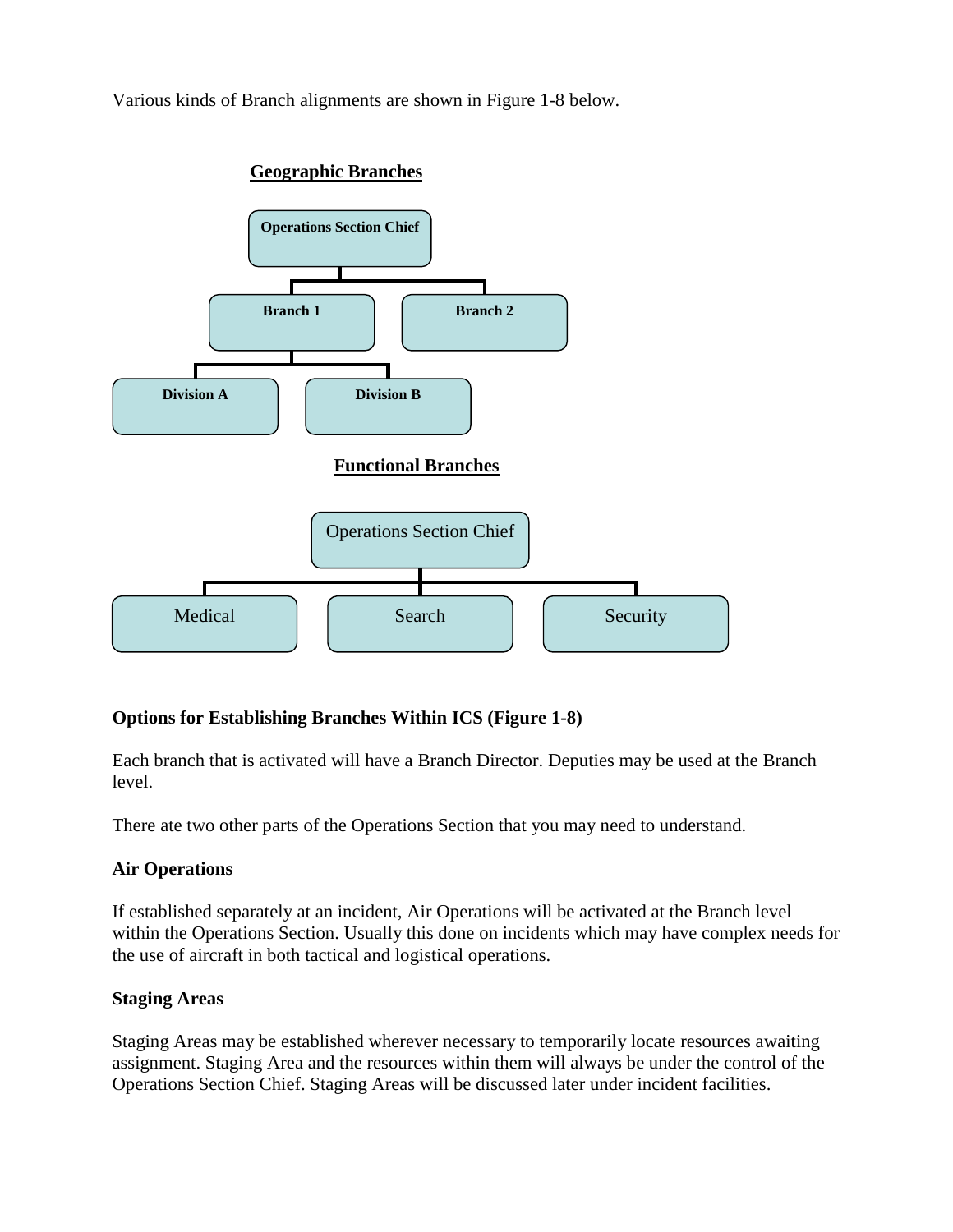Various kinds of Branch alignments are shown in Figure 1-8 below.

**Geographic Branches**

Operations Section Chief

Branch 1 | Branch 2

Division A | Division B

**Functional Branches**

Operations Section Chief

Medical | Search | Security

**Options for Establishing Branches Within ICS (Figure 1-8)**

Each branch that is activated will have a Branch Director. Deputies may be used at the Branch level.

There ate two other parts of the Operations Section that you may need to understand.

**Air Operations**

If established separately at an incident, Air Operations will be activated at the Branch level within the Operations Section. Usually this done on incidents which may have complex needs for the use of aircraft in both tactical and logistical operations.

**Staging Areas**

Staging Areas may be established wherever necessary to temporarily locate resources awaiting assignment. Staging Area and the resources within them will always be under the control of the Operations Section Chief. Staging Areas will be discussed later under incident facilities.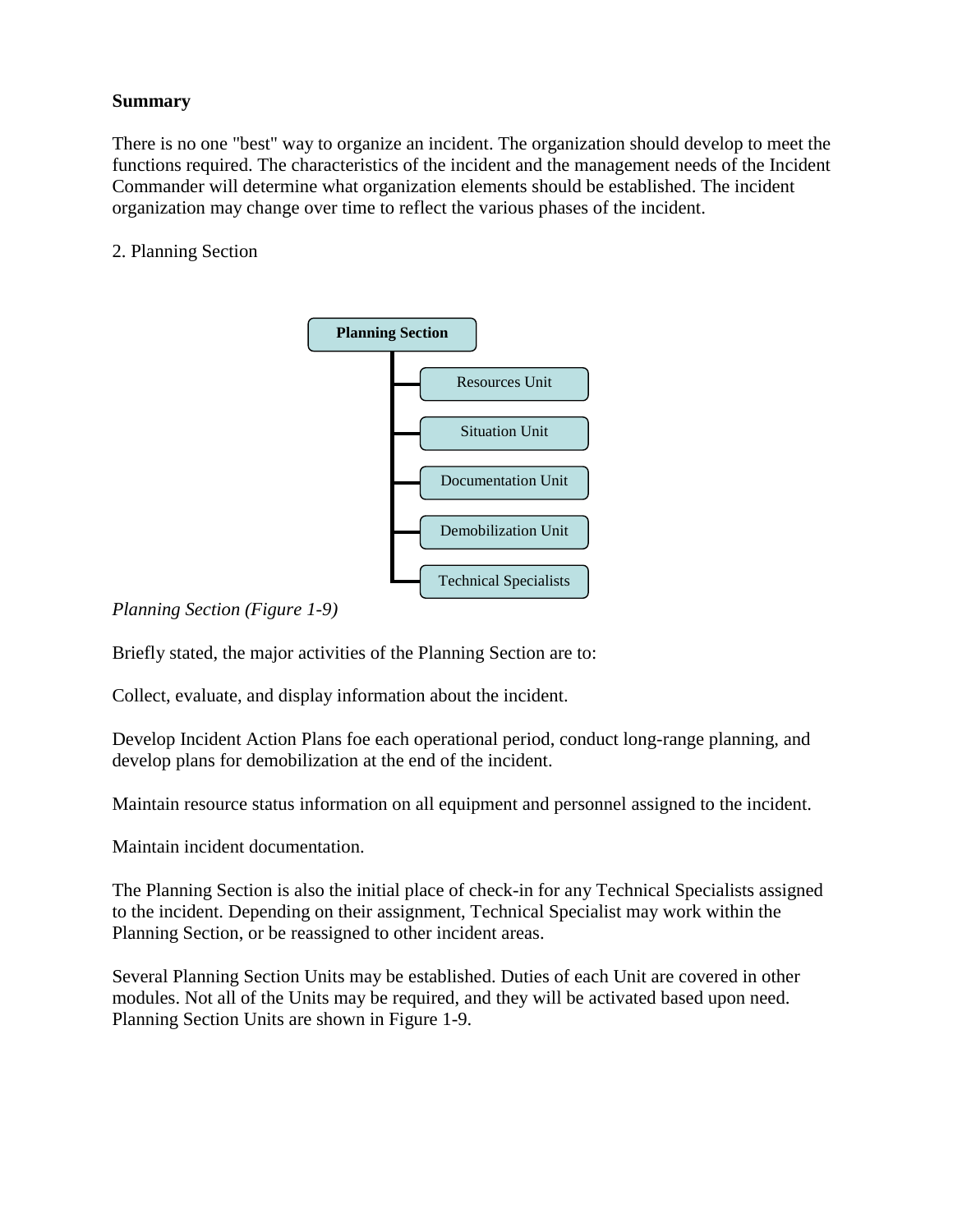**Summary**

There is no one "best" way to organize an incident. The organization should develop to meet the functions required. The characteristics of the incident and the management needs of the Incident Commander will determine what organization elements should be established. The incident organization may change over time to reflect the various phases of the incident.

2. Planning Section

- **Planning Section**
  - Resources Unit
  - Situation Unit
  - Documentation Unit
  - Demobilization Unit
  - Technical Specialists

*Planning Section (Figure 1-9)*

Briefly stated, the major activities of the Planning Section are to:

Collect, evaluate, and display information about the incident.

Develop Incident Action Plans foe each operational period, conduct long-range planning, and develop plans for demobilization at the end of the incident.

Maintain resource status information on all equipment and personnel assigned to the incident.

Maintain incident documentation.

The Planning Section is also the initial place of check-in for any Technical Specialists assigned to the incident. Depending on their assignment, Technical Specialist may work within the Planning Section, or be reassigned to other incident areas.

Several Planning Section Units may be established. Duties of each Unit are covered in other modules. Not all of the Units may be required, and they will be activated based upon need. Planning Section Units are shown in Figure 1-9.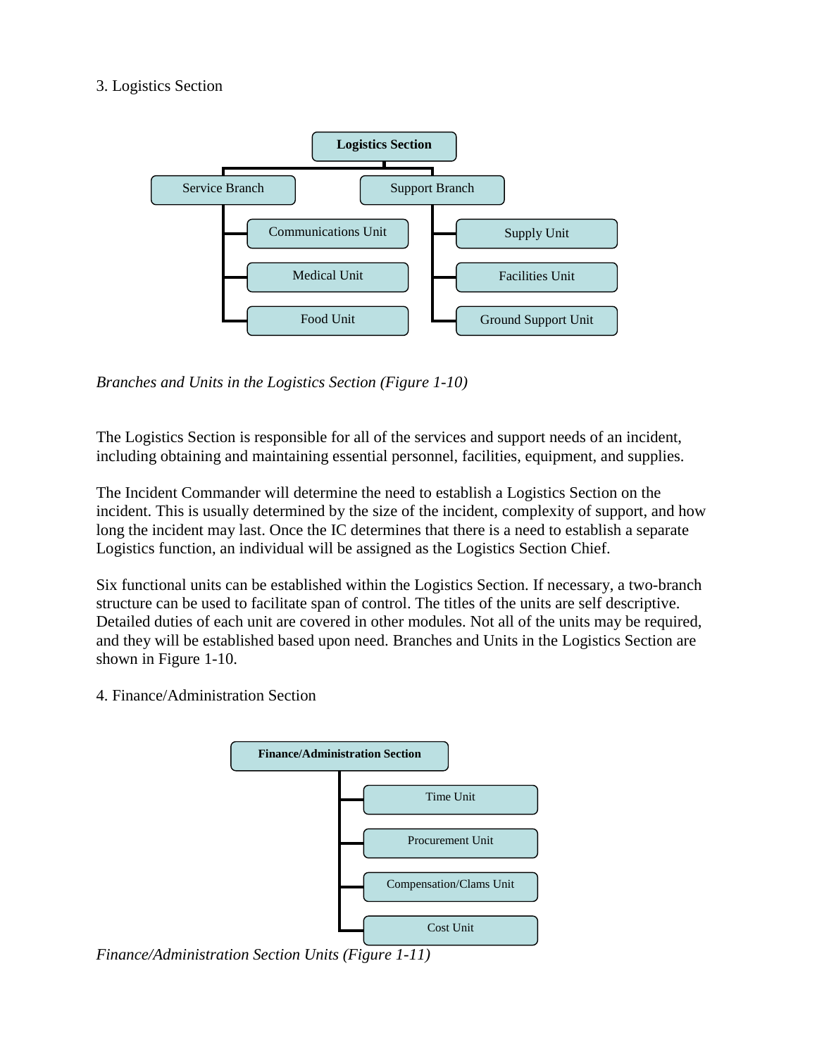3. Logistics Section

Logistics Section
- Service Branch
  - Communications Unit
  - Medical Unit
  - Food Unit
- Support Branch
  - Supply Unit
  - Facilities Unit
  - Ground Support Unit

*Branches and Units in the Logistics Section (Figure 1-10)*

The Logistics Section is responsible for all of the services and support needs of an incident, including obtaining and maintaining essential personnel, facilities, equipment, and supplies.

The Incident Commander will determine the need to establish a Logistics Section on the incident. This is usually determined by the size of the incident, complexity of support, and how long the incident may last. Once the IC determines that there is a need to establish a separate Logistics function, an individual will be assigned as the Logistics Section Chief.

Six functional units can be established within the Logistics Section. If necessary, a two-branch structure can be used to facilitate span of control. The titles of the units are self descriptive. Detailed duties of each unit are covered in other modules. Not all of the units may be required, and they will be established based upon need. Branches and Units in the Logistics Section are shown in Figure 1-10.

4. Finance/Administration Section

Finance/Administration Section
- Time Unit
- Procurement Unit
- Compensation/Clams Unit
- Cost Unit

*Finance/Administration Section Units (Figure 1-11)*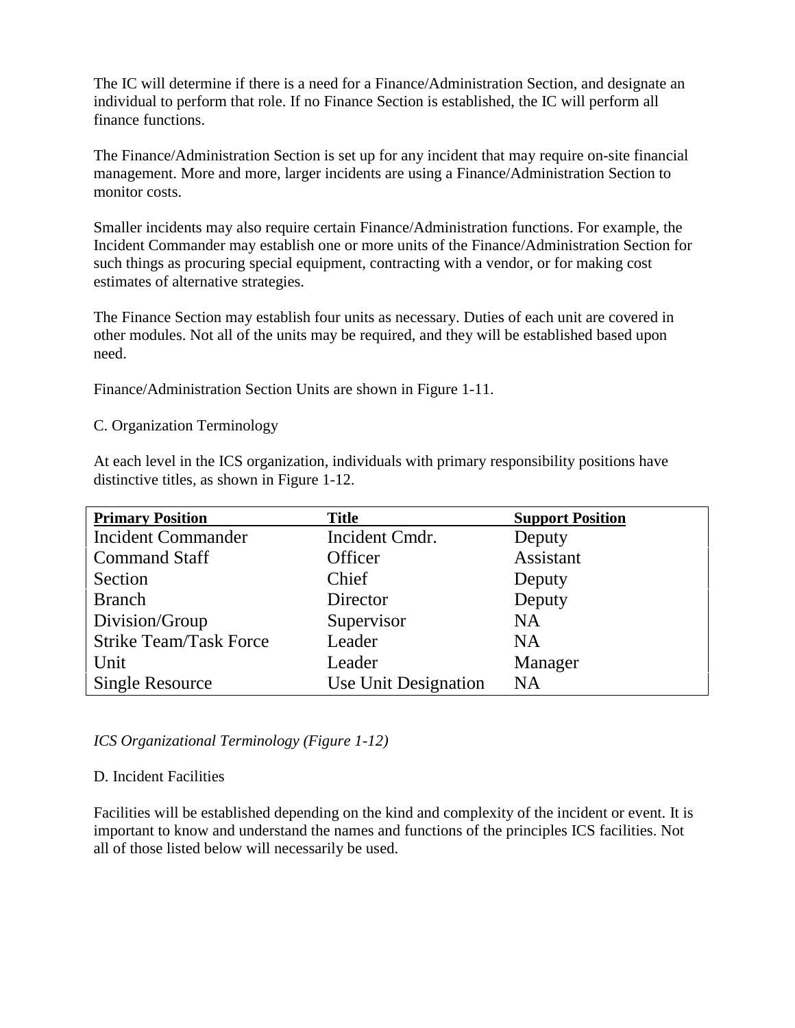The IC will determine if there is a need for a Finance/Administration Section, and designate an individual to perform that role. If no Finance Section is established, the IC will perform all finance functions.

The Finance/Administration Section is set up for any incident that may require on-site financial management. More and more, larger incidents are using a Finance/Administration Section to monitor costs.

Smaller incidents may also require certain Finance/Administration functions. For example, the Incident Commander may establish one or more units of the Finance/Administration Section for such things as procuring special equipment, contracting with a vendor, or for making cost estimates of alternative strategies.

The Finance Section may establish four units as necessary. Duties of each unit are covered in other modules. Not all of the units may be required, and they will be established based upon need.

Finance/Administration Section Units are shown in Figure 1-11.

C. Organization Terminology

At each level in the ICS organization, individuals with primary responsibility positions have distinctive titles, as shown in Figure 1-12.

| Primary Position | Title | Support Position |
|---|---|---|
| Incident Commander | Incident Cmdr. | Deputy |
| Command Staff | Officer | Assistant |
| Section | Chief | Deputy |
| Branch | Director | Deputy |
| Division/Group | Supervisor | NA |
| Strike Team/Task Force | Leader | NA |
| Unit | Leader | Manager |
| Single Resource | Use Unit Designation | NA |

*ICS Organizational Terminology (Figure 1-12)*

D. Incident Facilities

Facilities will be established depending on the kind and complexity of the incident or event. It is important to know and understand the names and functions of the principles ICS facilities. Not all of those listed below will necessarily be used.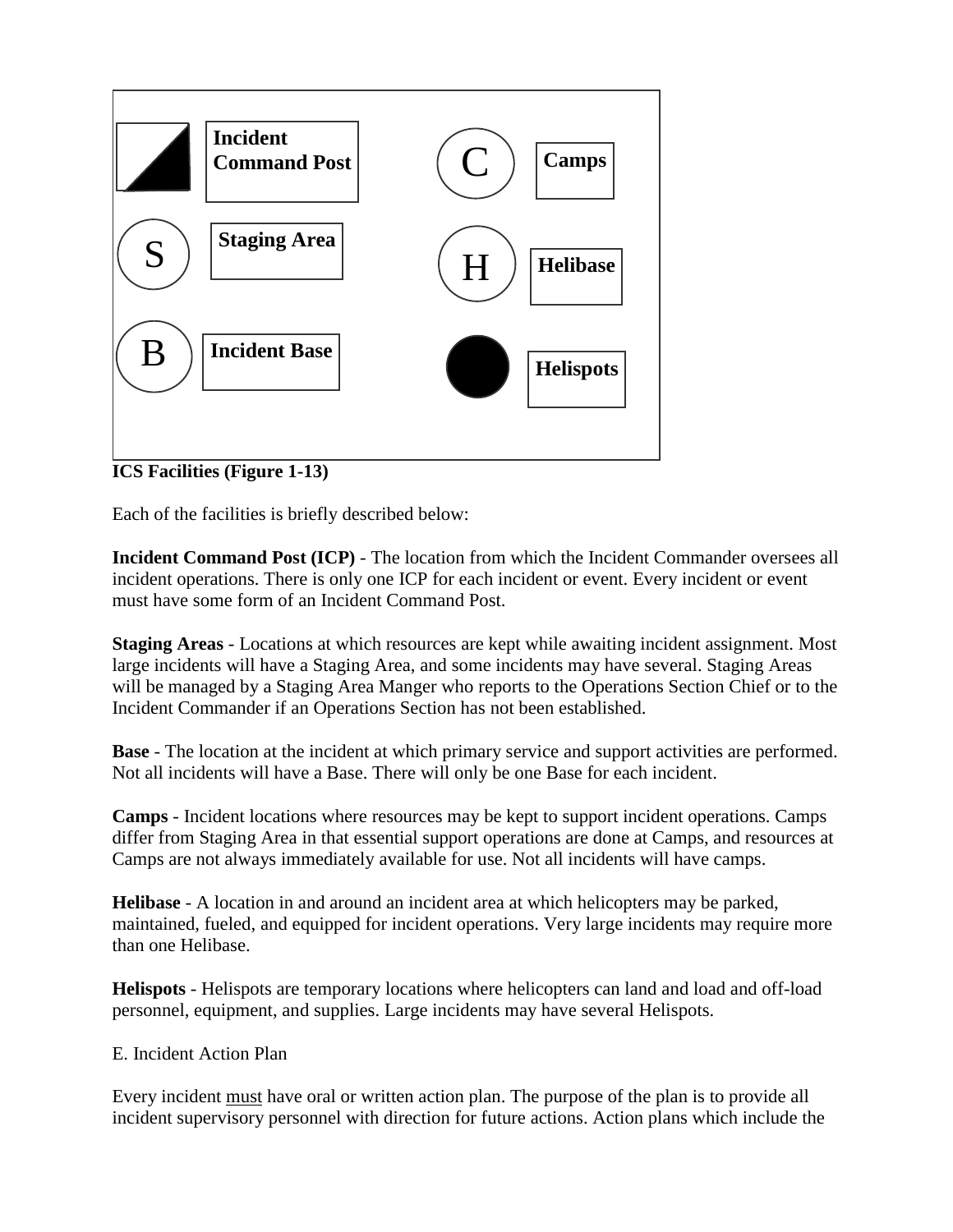| Symbol | Facility | Symbol | Facility |
|---|---|---|---|
| (square, half-filled) | **Incident Command Post** | C | **Camps** |
| S | **Staging Area** | H | **Helibase** |
| B | **Incident Base** | (filled circle) | **Helispots** |

**ICS Facilities (Figure 1-13)**

Each of the facilities is briefly described below:

**Incident Command Post (ICP)** - The location from which the Incident Commander oversees all incident operations. There is only one ICP for each incident or event. Every incident or event must have some form of an Incident Command Post.

**Staging Areas** - Locations at which resources are kept while awaiting incident assignment. Most large incidents will have a Staging Area, and some incidents may have several. Staging Areas will be managed by a Staging Area Manger who reports to the Operations Section Chief or to the Incident Commander if an Operations Section has not been established.

**Base** - The location at the incident at which primary service and support activities are performed. Not all incidents will have a Base. There will only be one Base for each incident.

**Camps** - Incident locations where resources may be kept to support incident operations. Camps differ from Staging Area in that essential support operations are done at Camps, and resources at Camps are not always immediately available for use. Not all incidents will have camps.

**Helibase** - A location in and around an incident area at which helicopters may be parked, maintained, fueled, and equipped for incident operations. Very large incidents may require more than one Helibase.

**Helispots** - Helispots are temporary locations where helicopters can land and load and off-load personnel, equipment, and supplies. Large incidents may have several Helispots.

E. Incident Action Plan

Every incident must have oral or written action plan. The purpose of the plan is to provide all incident supervisory personnel with direction for future actions. Action plans which include the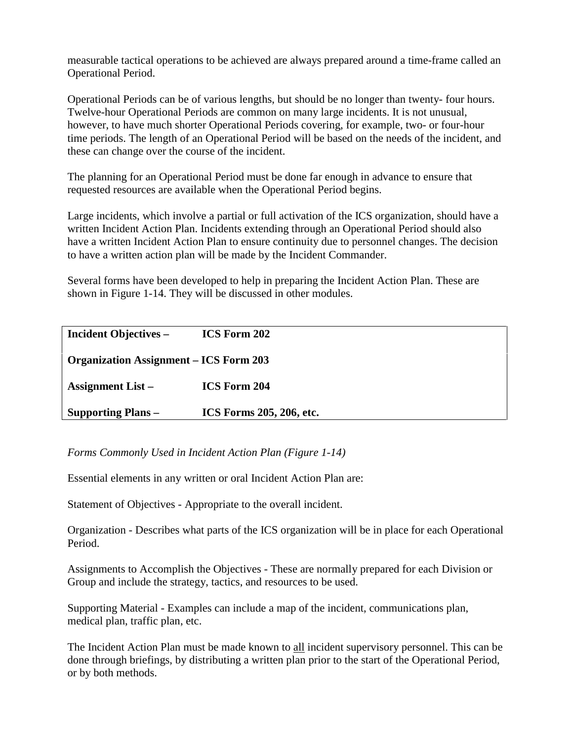measurable tactical operations to be achieved are always prepared around a time-frame called an Operational Period.

Operational Periods can be of various lengths, but should be no longer than twenty- four hours. Twelve-hour Operational Periods are common on many large incidents. It is not unusual, however, to have much shorter Operational Periods covering, for example, two- or four-hour time periods. The length of an Operational Period will be based on the needs of the incident, and these can change over the course of the incident.

The planning for an Operational Period must be done far enough in advance to ensure that requested resources are available when the Operational Period begins.

Large incidents, which involve a partial or full activation of the ICS organization, should have a written Incident Action Plan. Incidents extending through an Operational Period should also have a written Incident Action Plan to ensure continuity due to personnel changes. The decision to have a written action plan will be made by the Incident Commander.

Several forms have been developed to help in preparing the Incident Action Plan. These are shown in Figure 1-14. They will be discussed in other modules.

| | |
|---|---|
| **Incident Objectives –** | **ICS Form 202** |
| **Organization Assignment – ICS Form 203** | |
| **Assignment List –** | **ICS Form 204** |
| **Supporting Plans –** | **ICS Forms 205, 206, etc.** |

*Forms Commonly Used in Incident Action Plan (Figure 1-14)*

Essential elements in any written or oral Incident Action Plan are:

Statement of Objectives - Appropriate to the overall incident.

Organization - Describes what parts of the ICS organization will be in place for each Operational Period.

Assignments to Accomplish the Objectives - These are normally prepared for each Division or Group and include the strategy, tactics, and resources to be used.

Supporting Material - Examples can include a map of the incident, communications plan, medical plan, traffic plan, etc.

The Incident Action Plan must be made known to <u>all</u> incident supervisory personnel. This can be done through briefings, by distributing a written plan prior to the start of the Operational Period, or by both methods.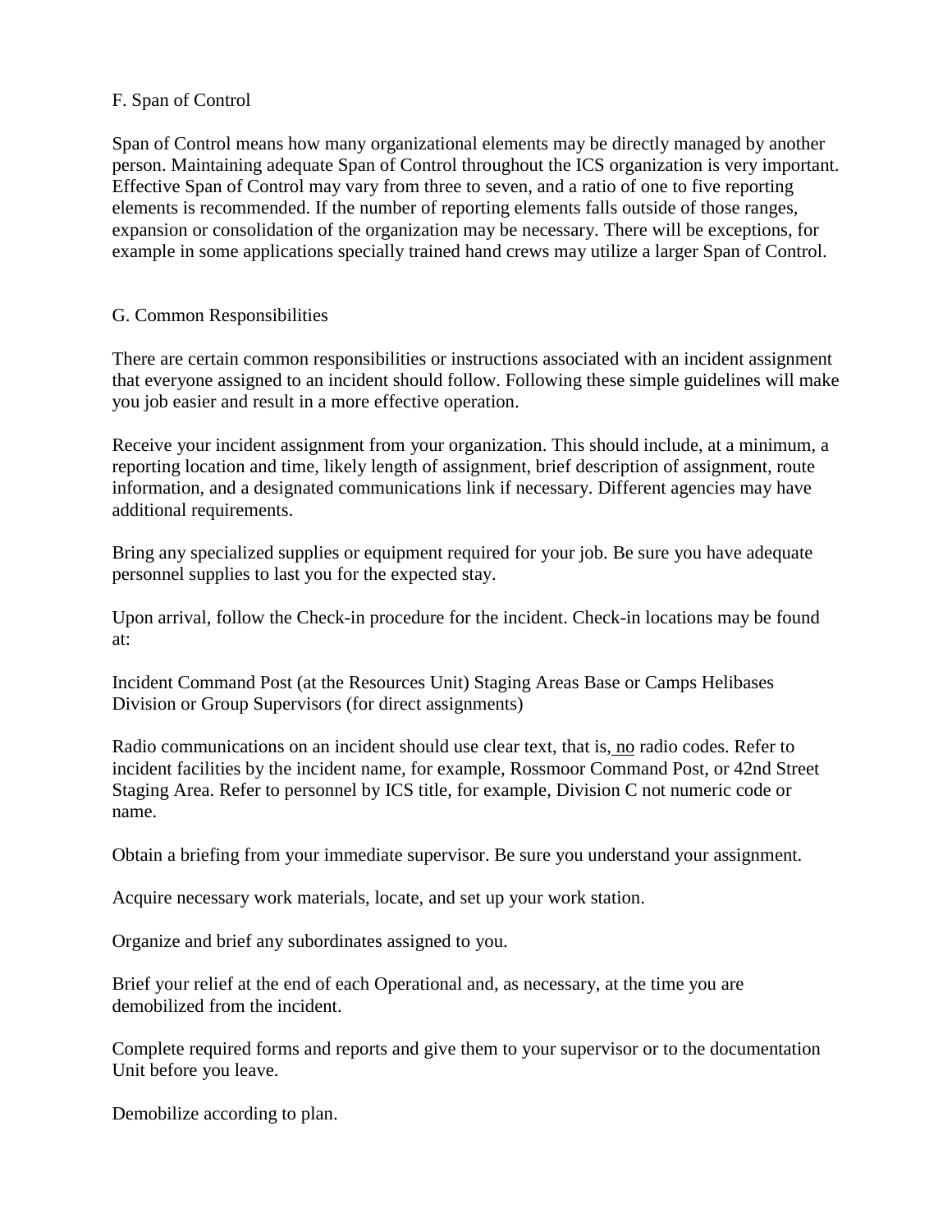### F. Span of Control

Span of Control means how many organizational elements may be directly managed by another person. Maintaining adequate Span of Control throughout the ICS organization is very important. Effective Span of Control may vary from three to seven, and a ratio of one to five reporting elements is recommended. If the number of reporting elements falls outside of those ranges, expansion or consolidation of the organization may be necessary. There will be exceptions, for example in some applications specially trained hand crews may utilize a larger Span of Control.

### G. Common Responsibilities

There are certain common responsibilities or instructions associated with an incident assignment that everyone assigned to an incident should follow. Following these simple guidelines will make you job easier and result in a more effective operation.

Receive your incident assignment from your organization. This should include, at a minimum, a reporting location and time, likely length of assignment, brief description of assignment, route information, and a designated communications link if necessary. Different agencies may have additional requirements.

Bring any specialized supplies or equipment required for your job. Be sure you have adequate personnel supplies to last you for the expected stay.

Upon arrival, follow the Check-in procedure for the incident. Check-in locations may be found at:

Incident Command Post (at the Resources Unit) Staging Areas Base or Camps Helibases Division or Group Supervisors (for direct assignments)

Radio communications on an incident should use clear text, that is, no radio codes. Refer to incident facilities by the incident name, for example, Rossmoor Command Post, or 42nd Street Staging Area. Refer to personnel by ICS title, for example, Division C not numeric code or name.

Obtain a briefing from your immediate supervisor. Be sure you understand your assignment.

Acquire necessary work materials, locate, and set up your work station.

Organize and brief any subordinates assigned to you.

Brief your relief at the end of each Operational and, as necessary, at the time you are demobilized from the incident.

Complete required forms and reports and give them to your supervisor or to the documentation Unit before you leave.

Demobilize according to plan.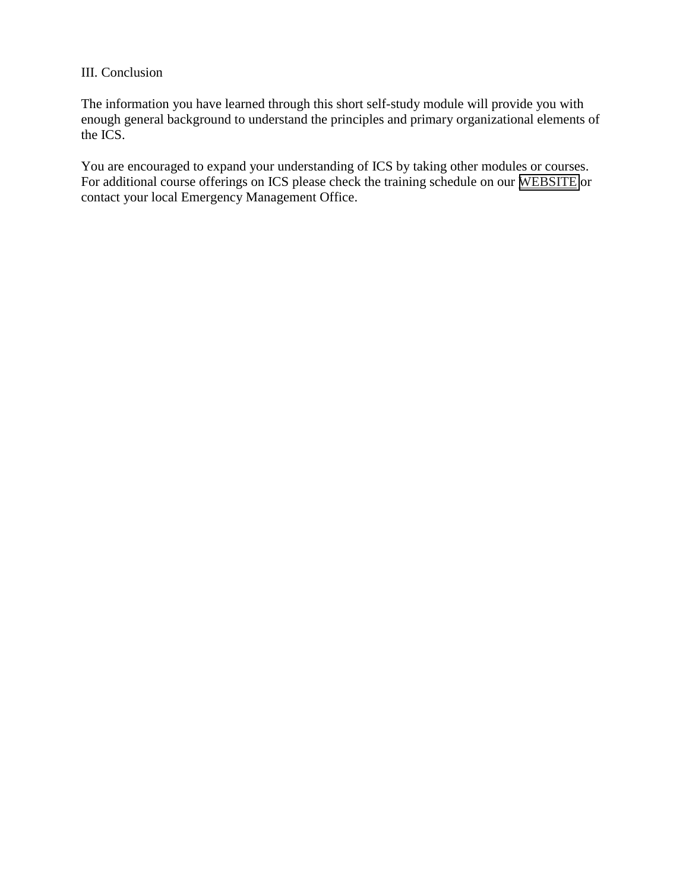## III. Conclusion

The information you have learned through this short self-study module will provide you with enough general background to understand the principles and primary organizational elements of the ICS.

You are encouraged to expand your understanding of ICS by taking other modules or courses. For additional course offerings on ICS please check the training schedule on our WEBSITE or contact your local Emergency Management Office.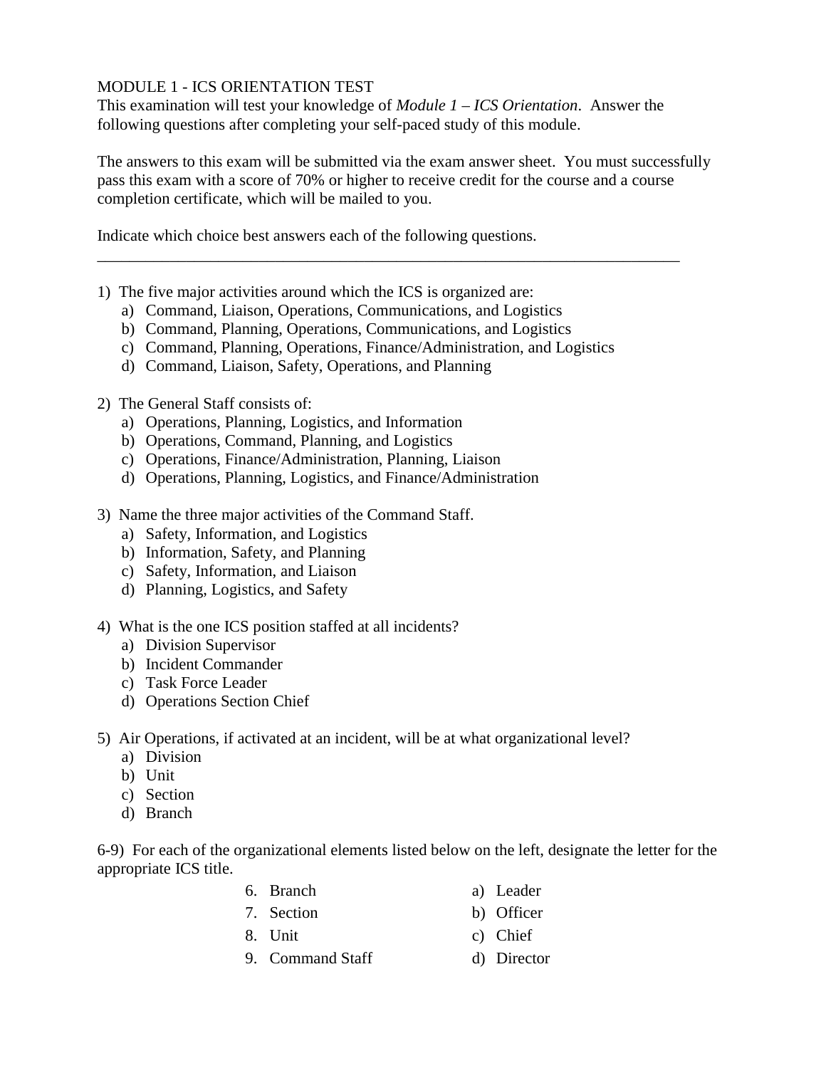# MODULE 1 - ICS ORIENTATION TEST

This examination will test your knowledge of *Module 1 – ICS Orientation*. Answer the following questions after completing your self-paced study of this module.

The answers to this exam will be submitted via the exam answer sheet. You must successfully pass this exam with a score of 70% or higher to receive credit for the course and a course completion certificate, which will be mailed to you.

Indicate which choice best answers each of the following questions.

---

1) The five major activities around which the ICS is organized are:
   a) Command, Liaison, Operations, Communications, and Logistics
   b) Command, Planning, Operations, Communications, and Logistics
   c) Command, Planning, Operations, Finance/Administration, and Logistics
   d) Command, Liaison, Safety, Operations, and Planning

2) The General Staff consists of:
   a) Operations, Planning, Logistics, and Information
   b) Operations, Command, Planning, and Logistics
   c) Operations, Finance/Administration, Planning, Liaison
   d) Operations, Planning, Logistics, and Finance/Administration

3) Name the three major activities of the Command Staff.
   a) Safety, Information, and Logistics
   b) Information, Safety, and Planning
   c) Safety, Information, and Liaison
   d) Planning, Logistics, and Safety

4) What is the one ICS position staffed at all incidents?
   a) Division Supervisor
   b) Incident Commander
   c) Task Force Leader
   d) Operations Section Chief

5) Air Operations, if activated at an incident, will be at what organizational level?
   a) Division
   b) Unit
   c) Section
   d) Branch

6-9) For each of the organizational elements listed below on the left, designate the letter for the appropriate ICS title.

| | |
|---|---|
| 6. Branch | a) Leader |
| 7. Section | b) Officer |
| 8. Unit | c) Chief |
| 9. Command Staff | d) Director |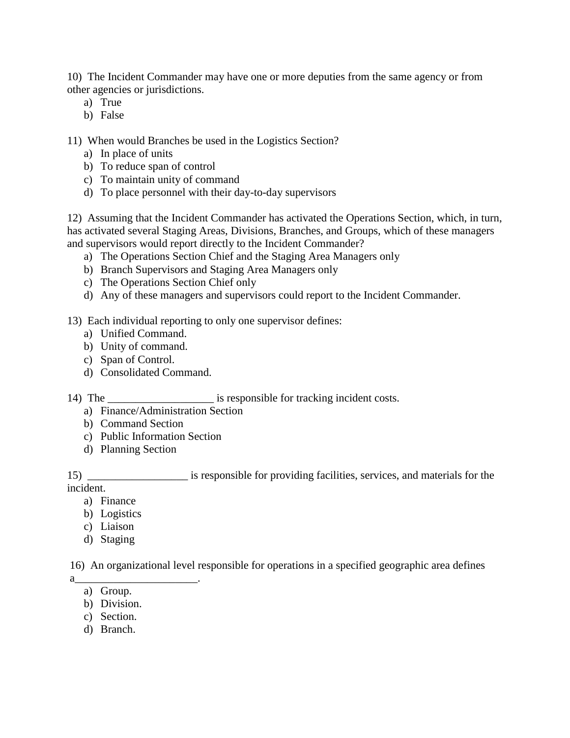10) The Incident Commander may have one or more deputies from the same agency or from other agencies or jurisdictions.

a) True
b) False

11) When would Branches be used in the Logistics Section?

a) In place of units
b) To reduce span of control
c) To maintain unity of command
d) To place personnel with their day-to-day supervisors

12) Assuming that the Incident Commander has activated the Operations Section, which, in turn, has activated several Staging Areas, Divisions, Branches, and Groups, which of these managers and supervisors would report directly to the Incident Commander?

a) The Operations Section Chief and the Staging Area Managers only
b) Branch Supervisors and Staging Area Managers only
c) The Operations Section Chief only
d) Any of these managers and supervisors could report to the Incident Commander.

13) Each individual reporting to only one supervisor defines:

a) Unified Command.
b) Unity of command.
c) Span of Control.
d) Consolidated Command.

14) The ___________________ is responsible for tracking incident costs.

a) Finance/Administration Section
b) Command Section
c) Public Information Section
d) Planning Section

15) __________________ is responsible for providing facilities, services, and materials for the incident.

a) Finance
b) Logistics
c) Liaison
d) Staging

16) An organizational level responsible for operations in a specified geographic area defines a______________________.

a) Group.
b) Division.
c) Section.
d) Branch.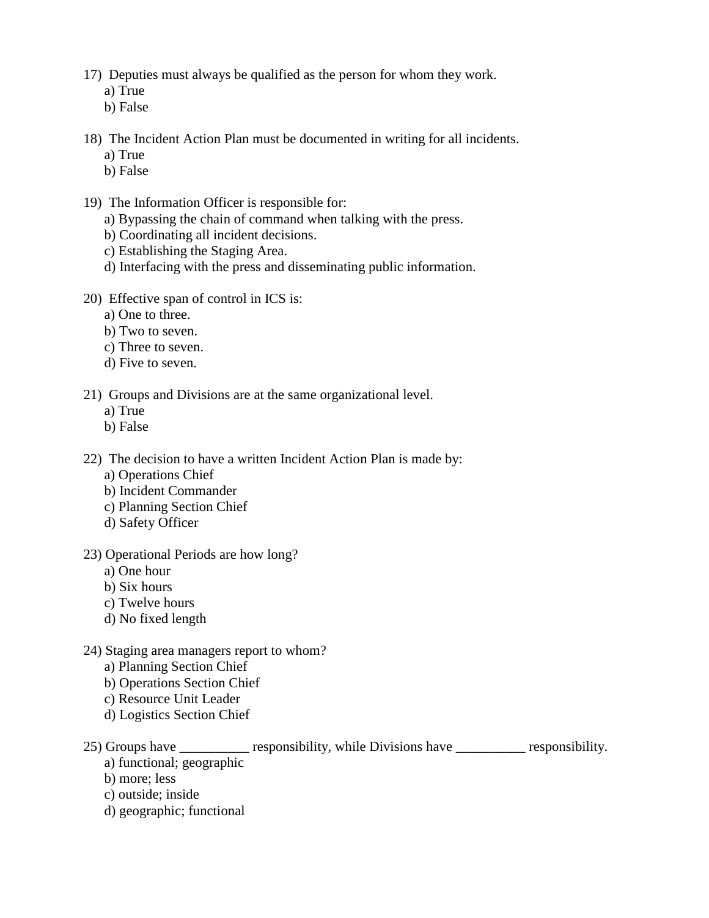17) Deputies must always be qualified as the person for whom they work.
   a) True
   b) False

18) The Incident Action Plan must be documented in writing for all incidents.
   a) True
   b) False

19) The Information Officer is responsible for:
   a) Bypassing the chain of command when talking with the press.
   b) Coordinating all incident decisions.
   c) Establishing the Staging Area.
   d) Interfacing with the press and disseminating public information.

20) Effective span of control in ICS is:
   a) One to three.
   b) Two to seven.
   c) Three to seven.
   d) Five to seven.

21) Groups and Divisions are at the same organizational level.
   a) True
   b) False

22) The decision to have a written Incident Action Plan is made by:
   a) Operations Chief
   b) Incident Commander
   c) Planning Section Chief
   d) Safety Officer

23) Operational Periods are how long?
   a) One hour
   b) Six hours
   c) Twelve hours
   d) No fixed length

24) Staging area managers report to whom?
   a) Planning Section Chief
   b) Operations Section Chief
   c) Resource Unit Leader
   d) Logistics Section Chief

25) Groups have __________ responsibility, while Divisions have __________ responsibility.
   a) functional; geographic
   b) more; less
   c) outside; inside
   d) geographic; functional